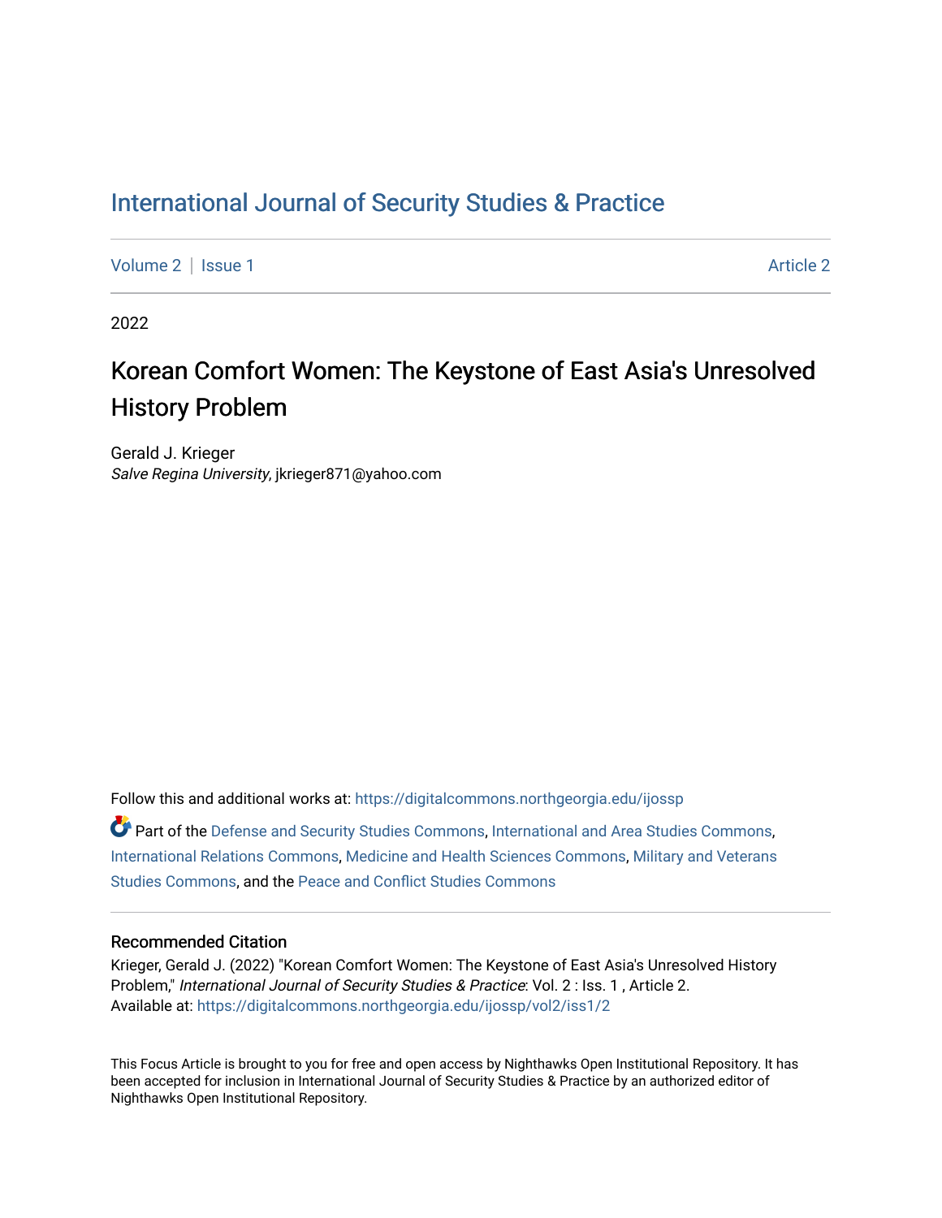# International Journal of Security Studies & Practice

Volume 2 | Issue 1 Article 2

2022

## Korean Comfort Women: The Keystone of East Asia's Unresolved History Problem

Gerald J. Krieger
*Salve Regina University*, jkrieger871@yahoo.com

Follow this and additional works at: https://digitalcommons.northgeorgia.edu/ijossp

Part of the Defense and Security Studies Commons, International and Area Studies Commons, International Relations Commons, Medicine and Health Sciences Commons, Military and Veterans Studies Commons, and the Peace and Conflict Studies Commons

### Recommended Citation

Krieger, Gerald J. (2022) "Korean Comfort Women: The Keystone of East Asia's Unresolved History Problem," *International Journal of Security Studies & Practice*: Vol. 2 : Iss. 1 , Article 2.
Available at: https://digitalcommons.northgeorgia.edu/ijossp/vol2/iss1/2

This Focus Article is brought to you for free and open access by Nighthawks Open Institutional Repository. It has been accepted for inclusion in International Journal of Security Studies & Practice by an authorized editor of Nighthawks Open Institutional Repository.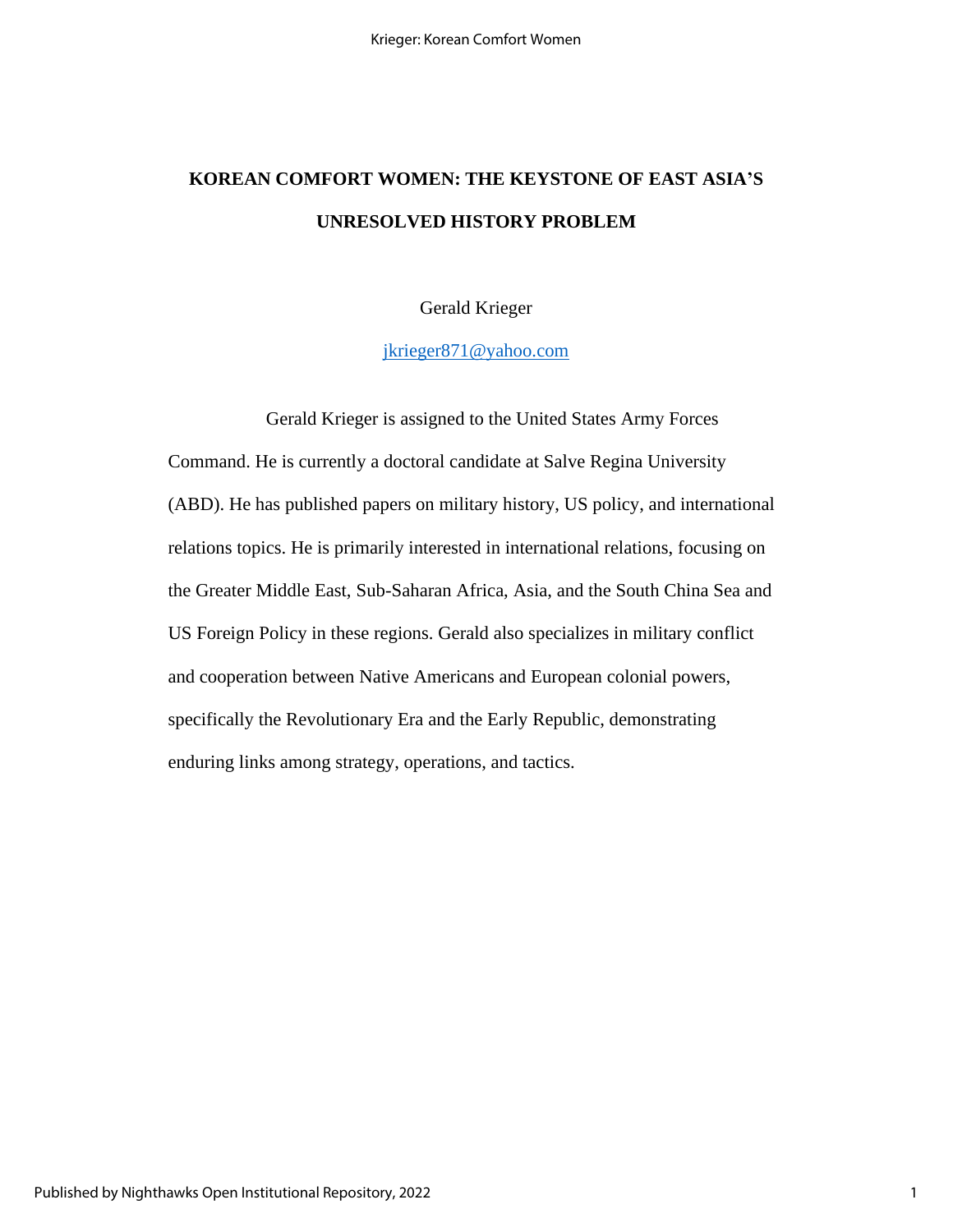# KOREAN COMFORT WOMEN: THE KEYSTONE OF EAST ASIA'S UNRESOLVED HISTORY PROBLEM

Gerald Krieger

jkrieger871@yahoo.com

Gerald Krieger is assigned to the United States Army Forces Command. He is currently a doctoral candidate at Salve Regina University (ABD). He has published papers on military history, US policy, and international relations topics. He is primarily interested in international relations, focusing on the Greater Middle East, Sub-Saharan Africa, Asia, and the South China Sea and US Foreign Policy in these regions. Gerald also specializes in military conflict and cooperation between Native Americans and European colonial powers, specifically the Revolutionary Era and the Early Republic, demonstrating enduring links among strategy, operations, and tactics.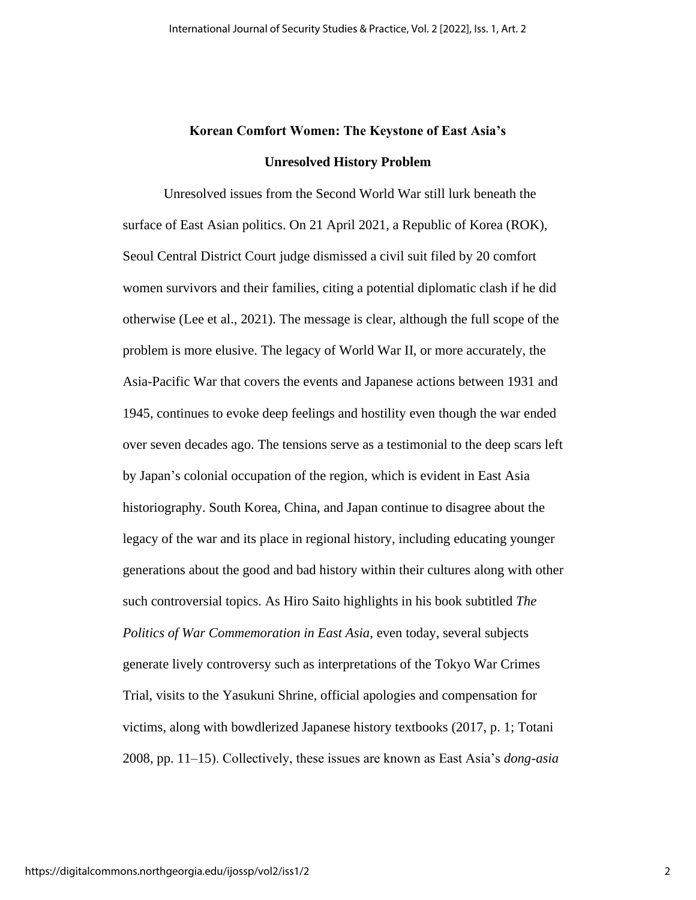## Korean Comfort Women: The Keystone of East Asia's Unresolved History Problem

Unresolved issues from the Second World War still lurk beneath the surface of East Asian politics. On 21 April 2021, a Republic of Korea (ROK), Seoul Central District Court judge dismissed a civil suit filed by 20 comfort women survivors and their families, citing a potential diplomatic clash if he did otherwise (Lee et al., 2021). The message is clear, although the full scope of the problem is more elusive. The legacy of World War II, or more accurately, the Asia-Pacific War that covers the events and Japanese actions between 1931 and 1945, continues to evoke deep feelings and hostility even though the war ended over seven decades ago. The tensions serve as a testimonial to the deep scars left by Japan's colonial occupation of the region, which is evident in East Asia historiography. South Korea, China, and Japan continue to disagree about the legacy of the war and its place in regional history, including educating younger generations about the good and bad history within their cultures along with other such controversial topics. As Hiro Saito highlights in his book subtitled *The Politics of War Commemoration in East Asia*, even today, several subjects generate lively controversy such as interpretations of the Tokyo War Crimes Trial, visits to the Yasukuni Shrine, official apologies and compensation for victims, along with bowdlerized Japanese history textbooks (2017, p. 1; Totani 2008, pp. 11–15). Collectively, these issues are known as East Asia's *dong-asia*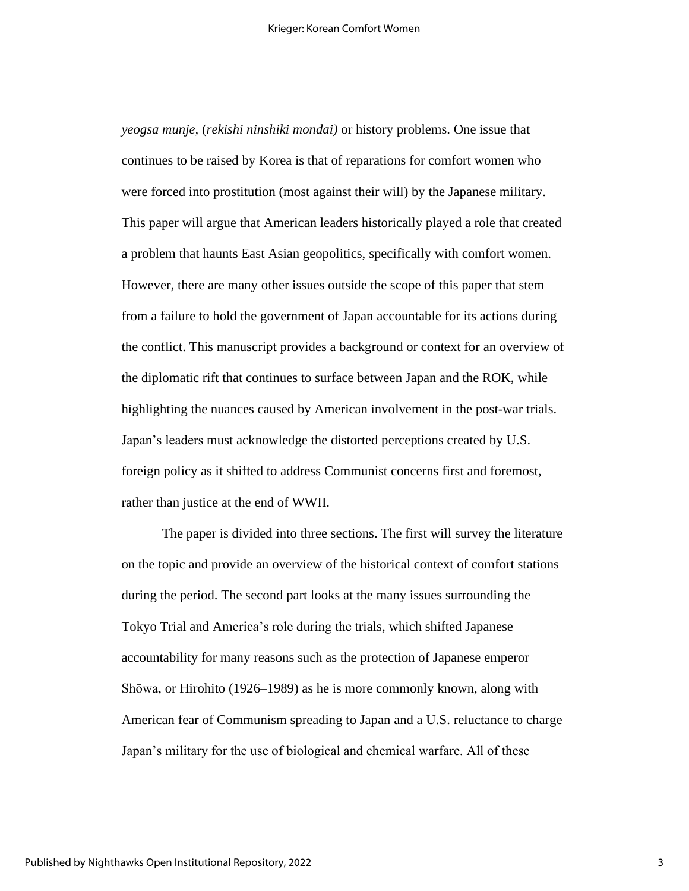*yeogsa munje,* (*rekishi ninshiki mondai)* or history problems. One issue that continues to be raised by Korea is that of reparations for comfort women who were forced into prostitution (most against their will) by the Japanese military. This paper will argue that American leaders historically played a role that created a problem that haunts East Asian geopolitics, specifically with comfort women. However, there are many other issues outside the scope of this paper that stem from a failure to hold the government of Japan accountable for its actions during the conflict. This manuscript provides a background or context for an overview of the diplomatic rift that continues to surface between Japan and the ROK, while highlighting the nuances caused by American involvement in the post-war trials. Japan's leaders must acknowledge the distorted perceptions created by U.S. foreign policy as it shifted to address Communist concerns first and foremost, rather than justice at the end of WWII.

The paper is divided into three sections. The first will survey the literature on the topic and provide an overview of the historical context of comfort stations during the period. The second part looks at the many issues surrounding the Tokyo Trial and America's role during the trials, which shifted Japanese accountability for many reasons such as the protection of Japanese emperor Shōwa, or Hirohito (1926–1989) as he is more commonly known, along with American fear of Communism spreading to Japan and a U.S. reluctance to charge Japan's military for the use of biological and chemical warfare. All of these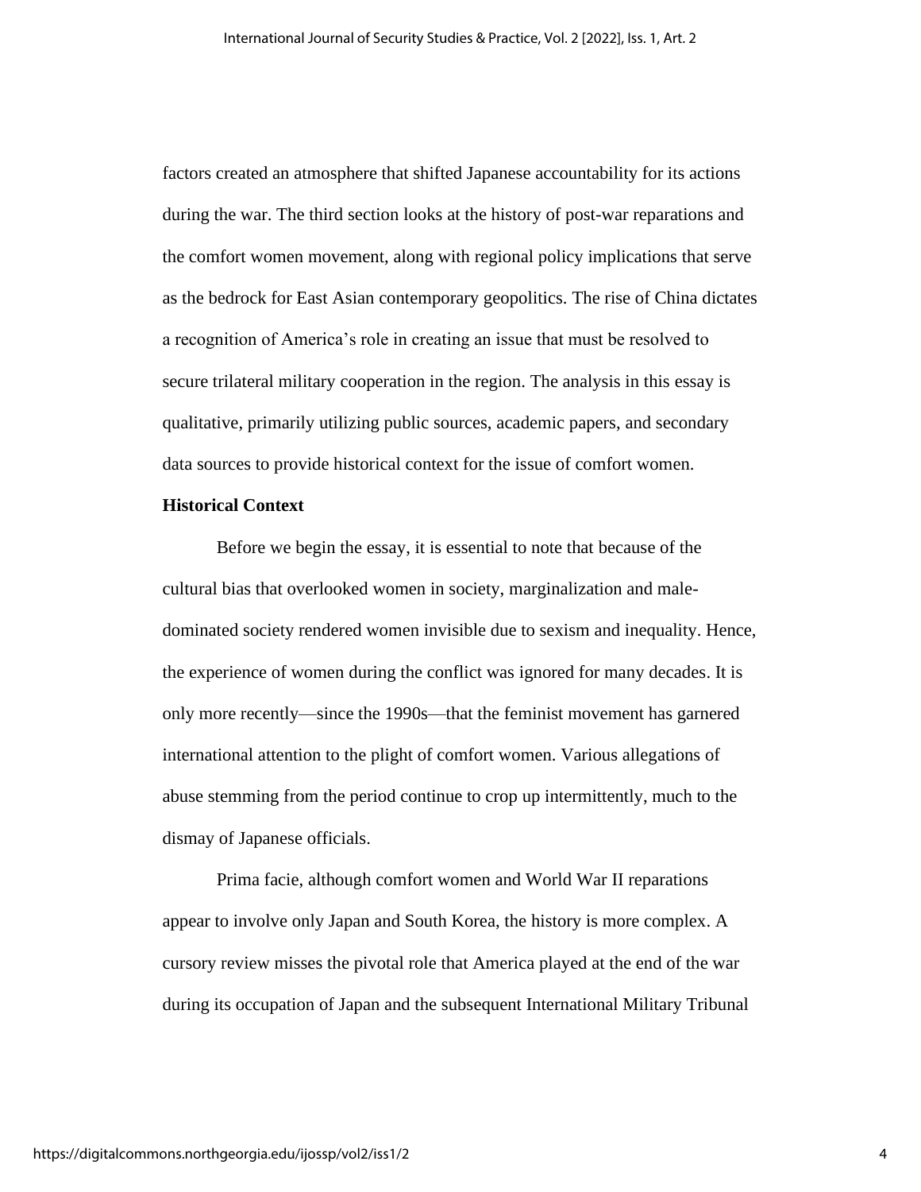factors created an atmosphere that shifted Japanese accountability for its actions during the war. The third section looks at the history of post-war reparations and the comfort women movement, along with regional policy implications that serve as the bedrock for East Asian contemporary geopolitics. The rise of China dictates a recognition of America's role in creating an issue that must be resolved to secure trilateral military cooperation in the region. The analysis in this essay is qualitative, primarily utilizing public sources, academic papers, and secondary data sources to provide historical context for the issue of comfort women.

**Historical Context**

Before we begin the essay, it is essential to note that because of the cultural bias that overlooked women in society, marginalization and male-dominated society rendered women invisible due to sexism and inequality. Hence, the experience of women during the conflict was ignored for many decades. It is only more recently—since the 1990s—that the feminist movement has garnered international attention to the plight of comfort women. Various allegations of abuse stemming from the period continue to crop up intermittently, much to the dismay of Japanese officials.

Prima facie, although comfort women and World War II reparations appear to involve only Japan and South Korea, the history is more complex. A cursory review misses the pivotal role that America played at the end of the war during its occupation of Japan and the subsequent International Military Tribunal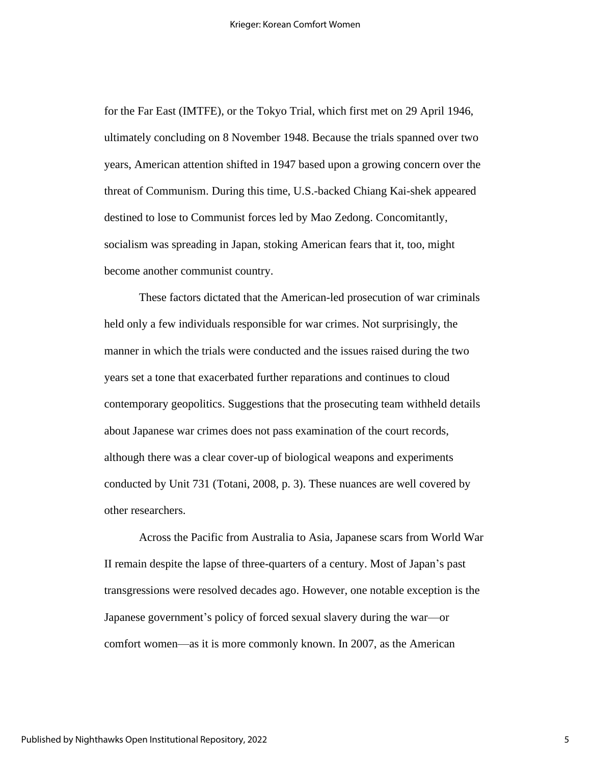for the Far East (IMTFE), or the Tokyo Trial, which first met on 29 April 1946, ultimately concluding on 8 November 1948. Because the trials spanned over two years, American attention shifted in 1947 based upon a growing concern over the threat of Communism. During this time, U.S.-backed Chiang Kai-shek appeared destined to lose to Communist forces led by Mao Zedong. Concomitantly, socialism was spreading in Japan, stoking American fears that it, too, might become another communist country.

These factors dictated that the American-led prosecution of war criminals held only a few individuals responsible for war crimes. Not surprisingly, the manner in which the trials were conducted and the issues raised during the two years set a tone that exacerbated further reparations and continues to cloud contemporary geopolitics. Suggestions that the prosecuting team withheld details about Japanese war crimes does not pass examination of the court records, although there was a clear cover-up of biological weapons and experiments conducted by Unit 731 (Totani, 2008, p. 3). These nuances are well covered by other researchers.

Across the Pacific from Australia to Asia, Japanese scars from World War II remain despite the lapse of three-quarters of a century. Most of Japan's past transgressions were resolved decades ago. However, one notable exception is the Japanese government's policy of forced sexual slavery during the war—or comfort women—as it is more commonly known. In 2007, as the American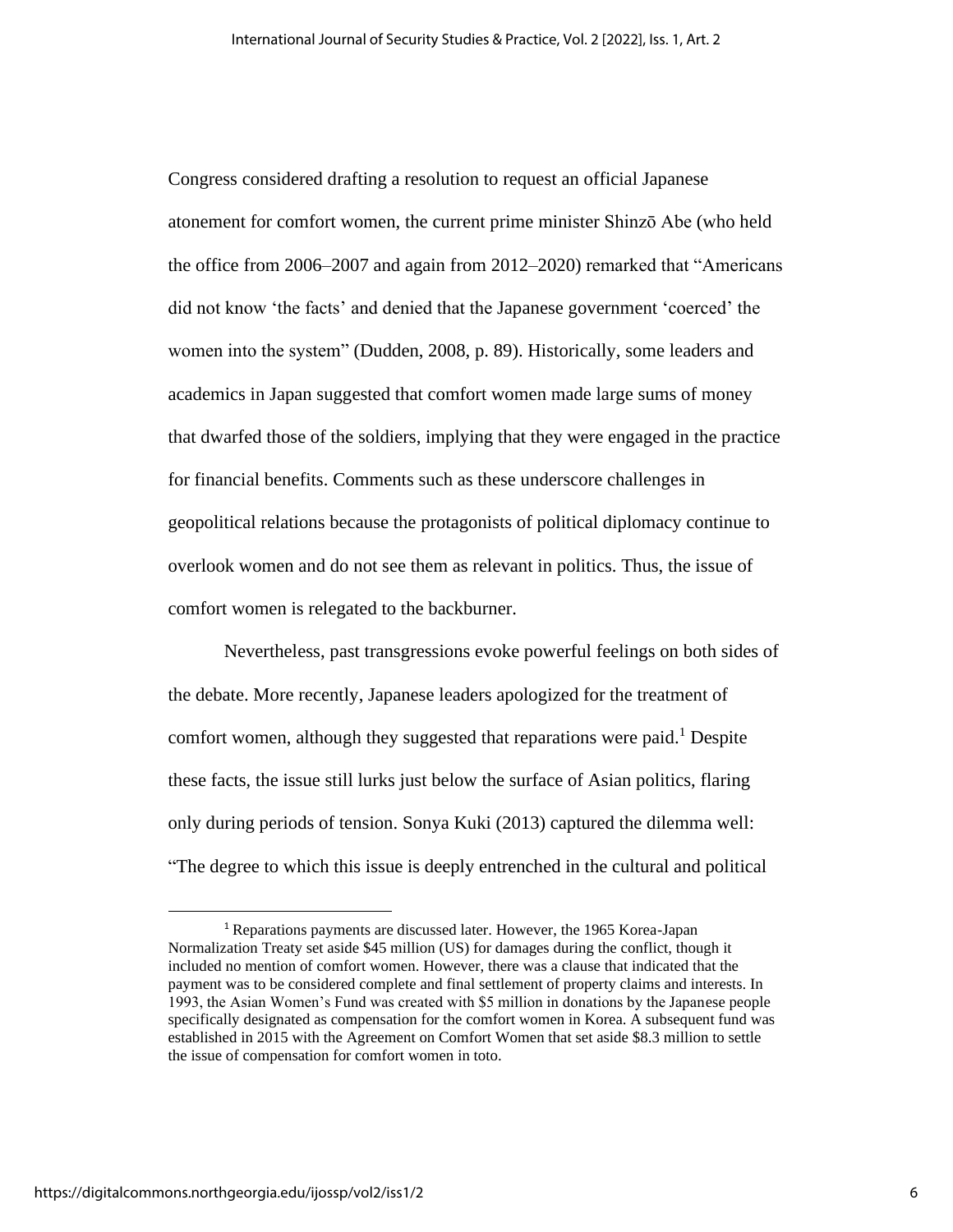Congress considered drafting a resolution to request an official Japanese atonement for comfort women, the current prime minister Shinzō Abe (who held the office from 2006–2007 and again from 2012–2020) remarked that "Americans did not know 'the facts' and denied that the Japanese government 'coerced' the women into the system" (Dudden, 2008, p. 89). Historically, some leaders and academics in Japan suggested that comfort women made large sums of money that dwarfed those of the soldiers, implying that they were engaged in the practice for financial benefits. Comments such as these underscore challenges in geopolitical relations because the protagonists of political diplomacy continue to overlook women and do not see them as relevant in politics. Thus, the issue of comfort women is relegated to the backburner.

Nevertheless, past transgressions evoke powerful feelings on both sides of the debate. More recently, Japanese leaders apologized for the treatment of comfort women, although they suggested that reparations were paid.[1] Despite these facts, the issue still lurks just below the surface of Asian politics, flaring only during periods of tension. Sonya Kuki (2013) captured the dilemma well: "The degree to which this issue is deeply entrenched in the cultural and political

[1] Reparations payments are discussed later. However, the 1965 Korea-Japan Normalization Treaty set aside $45 million (US) for damages during the conflict, though it included no mention of comfort women. However, there was a clause that indicated that the payment was to be considered complete and final settlement of property claims and interests. In 1993, the Asian Women's Fund was created with $5 million in donations by the Japanese people specifically designated as compensation for the comfort women in Korea. A subsequent fund was established in 2015 with the Agreement on Comfort Women that set aside $8.3 million to settle the issue of compensation for comfort women in toto.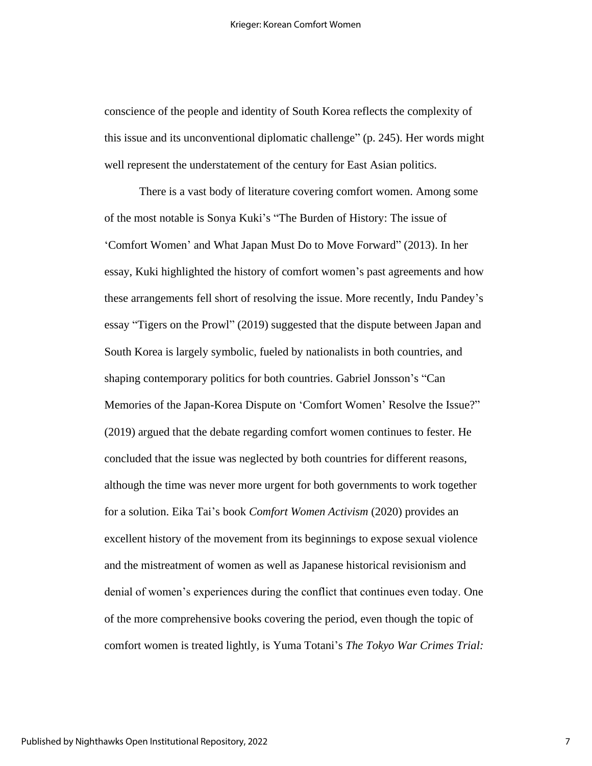conscience of the people and identity of South Korea reflects the complexity of this issue and its unconventional diplomatic challenge" (p. 245). Her words might well represent the understatement of the century for East Asian politics.

There is a vast body of literature covering comfort women. Among some of the most notable is Sonya Kuki's "The Burden of History: The issue of 'Comfort Women' and What Japan Must Do to Move Forward" (2013). In her essay, Kuki highlighted the history of comfort women's past agreements and how these arrangements fell short of resolving the issue. More recently, Indu Pandey's essay "Tigers on the Prowl" (2019) suggested that the dispute between Japan and South Korea is largely symbolic, fueled by nationalists in both countries, and shaping contemporary politics for both countries. Gabriel Jonsson's "Can Memories of the Japan-Korea Dispute on 'Comfort Women' Resolve the Issue?" (2019) argued that the debate regarding comfort women continues to fester. He concluded that the issue was neglected by both countries for different reasons, although the time was never more urgent for both governments to work together for a solution. Eika Tai's book *Comfort Women Activism* (2020) provides an excellent history of the movement from its beginnings to expose sexual violence and the mistreatment of women as well as Japanese historical revisionism and denial of women's experiences during the conflict that continues even today. One of the more comprehensive books covering the period, even though the topic of comfort women is treated lightly, is Yuma Totani's *The Tokyo War Crimes Trial:*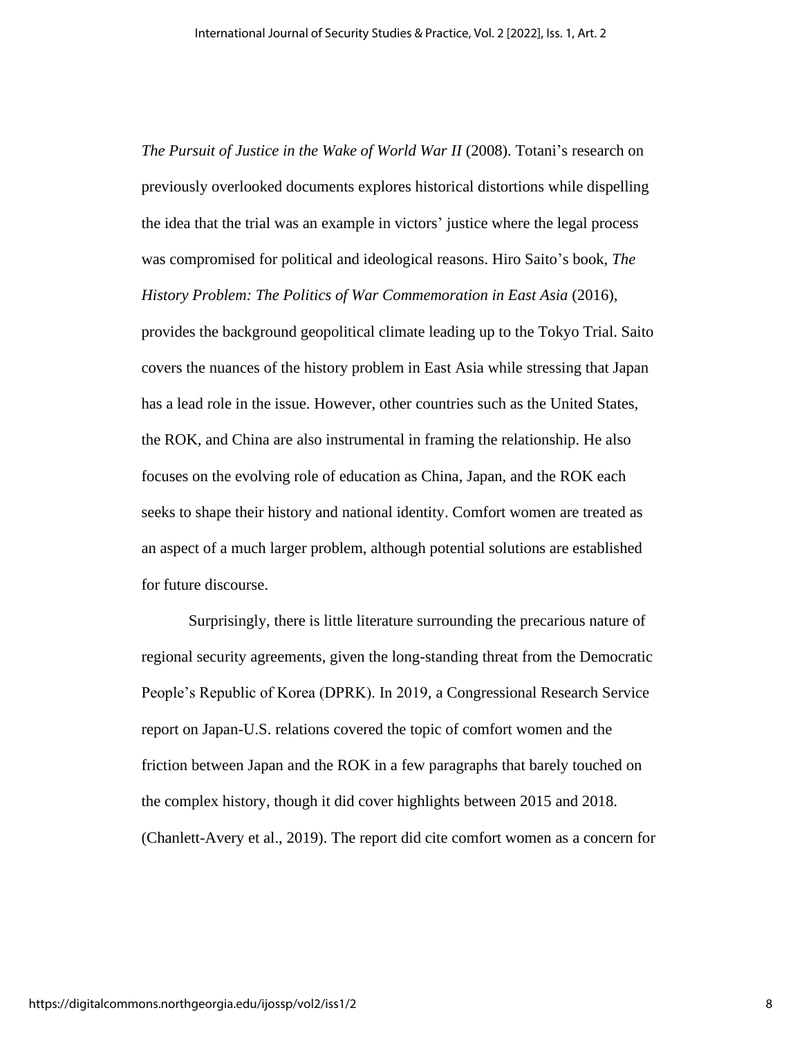*The Pursuit of Justice in the Wake of World War II* (2008). Totani's research on previously overlooked documents explores historical distortions while dispelling the idea that the trial was an example in victors' justice where the legal process was compromised for political and ideological reasons. Hiro Saito's book, *The History Problem: The Politics of War Commemoration in East Asia* (2016), provides the background geopolitical climate leading up to the Tokyo Trial. Saito covers the nuances of the history problem in East Asia while stressing that Japan has a lead role in the issue. However, other countries such as the United States, the ROK, and China are also instrumental in framing the relationship. He also focuses on the evolving role of education as China, Japan, and the ROK each seeks to shape their history and national identity. Comfort women are treated as an aspect of a much larger problem, although potential solutions are established for future discourse.

Surprisingly, there is little literature surrounding the precarious nature of regional security agreements, given the long-standing threat from the Democratic People's Republic of Korea (DPRK). In 2019, a Congressional Research Service report on Japan-U.S. relations covered the topic of comfort women and the friction between Japan and the ROK in a few paragraphs that barely touched on the complex history, though it did cover highlights between 2015 and 2018. (Chanlett-Avery et al., 2019). The report did cite comfort women as a concern for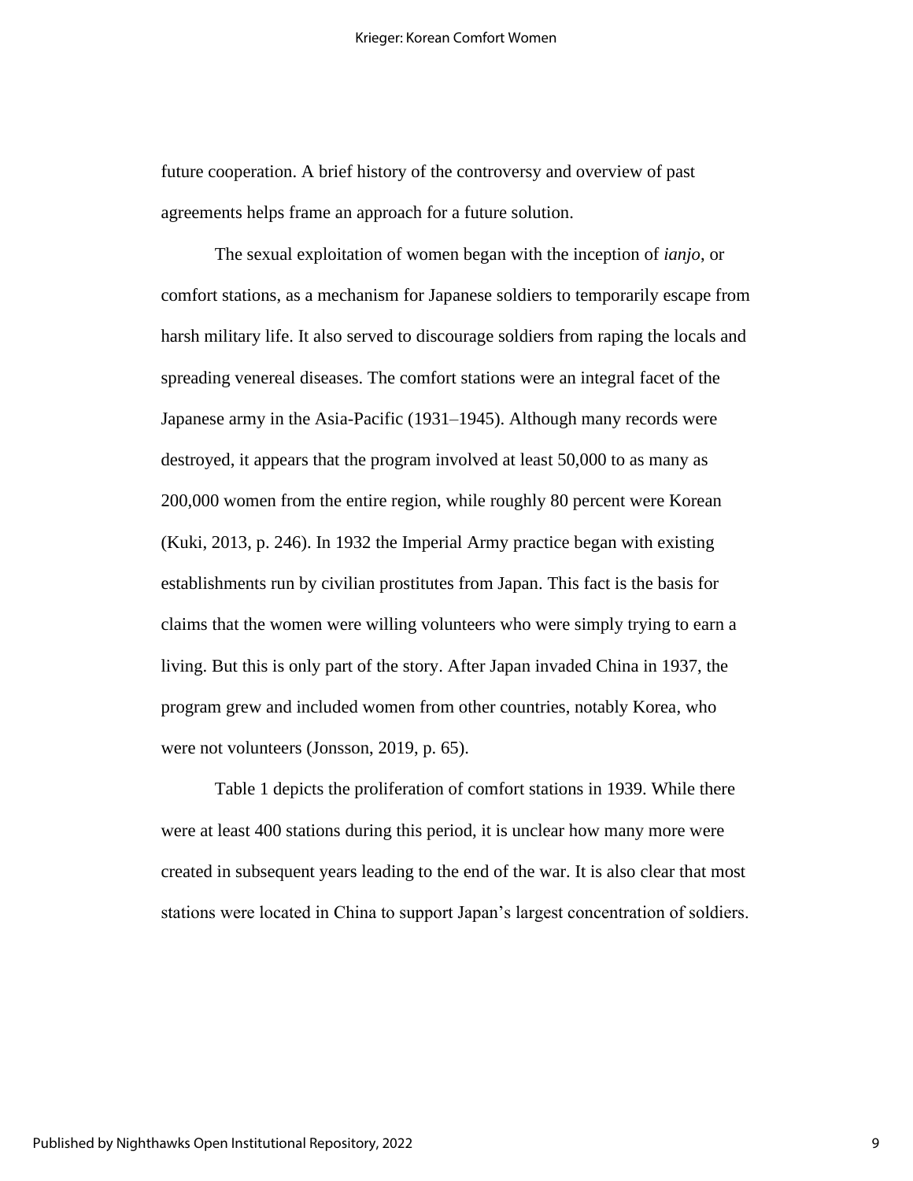future cooperation. A brief history of the controversy and overview of past agreements helps frame an approach for a future solution.

The sexual exploitation of women began with the inception of *ianjo*, or comfort stations, as a mechanism for Japanese soldiers to temporarily escape from harsh military life. It also served to discourage soldiers from raping the locals and spreading venereal diseases. The comfort stations were an integral facet of the Japanese army in the Asia-Pacific (1931–1945). Although many records were destroyed, it appears that the program involved at least 50,000 to as many as 200,000 women from the entire region, while roughly 80 percent were Korean (Kuki, 2013, p. 246). In 1932 the Imperial Army practice began with existing establishments run by civilian prostitutes from Japan. This fact is the basis for claims that the women were willing volunteers who were simply trying to earn a living. But this is only part of the story. After Japan invaded China in 1937, the program grew and included women from other countries, notably Korea, who were not volunteers (Jonsson, 2019, p. 65).

Table 1 depicts the proliferation of comfort stations in 1939. While there were at least 400 stations during this period, it is unclear how many more were created in subsequent years leading to the end of the war. It is also clear that most stations were located in China to support Japan's largest concentration of soldiers.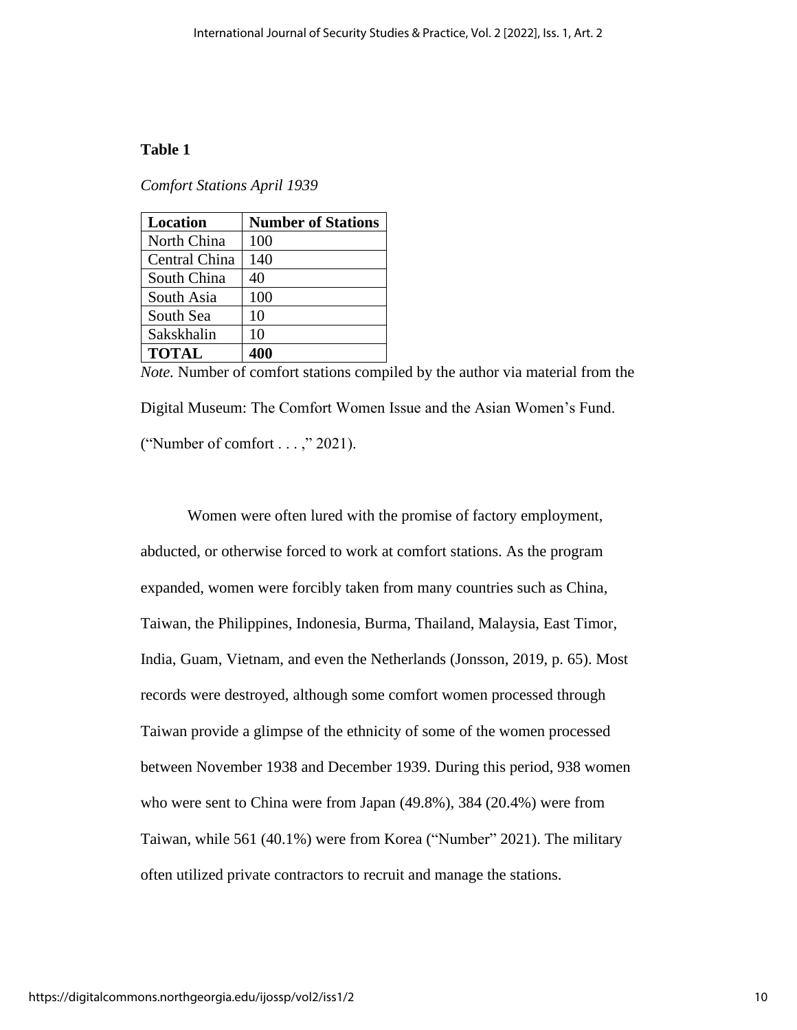**Table 1**

*Comfort Stations April 1939*

| Location | Number of Stations |
|---|---|
| North China | 100 |
| Central China | 140 |
| South China | 40 |
| South Asia | 100 |
| South Sea | 10 |
| Sakskhalin | 10 |
| **TOTAL** | **400** |

*Note.* Number of comfort stations compiled by the author via material from the Digital Museum: The Comfort Women Issue and the Asian Women's Fund. ("Number of comfort . . . ," 2021).

Women were often lured with the promise of factory employment, abducted, or otherwise forced to work at comfort stations. As the program expanded, women were forcibly taken from many countries such as China, Taiwan, the Philippines, Indonesia, Burma, Thailand, Malaysia, East Timor, India, Guam, Vietnam, and even the Netherlands (Jonsson, 2019, p. 65). Most records were destroyed, although some comfort women processed through Taiwan provide a glimpse of the ethnicity of some of the women processed between November 1938 and December 1939. During this period, 938 women who were sent to China were from Japan (49.8%), 384 (20.4%) were from Taiwan, while 561 (40.1%) were from Korea ("Number" 2021). The military often utilized private contractors to recruit and manage the stations.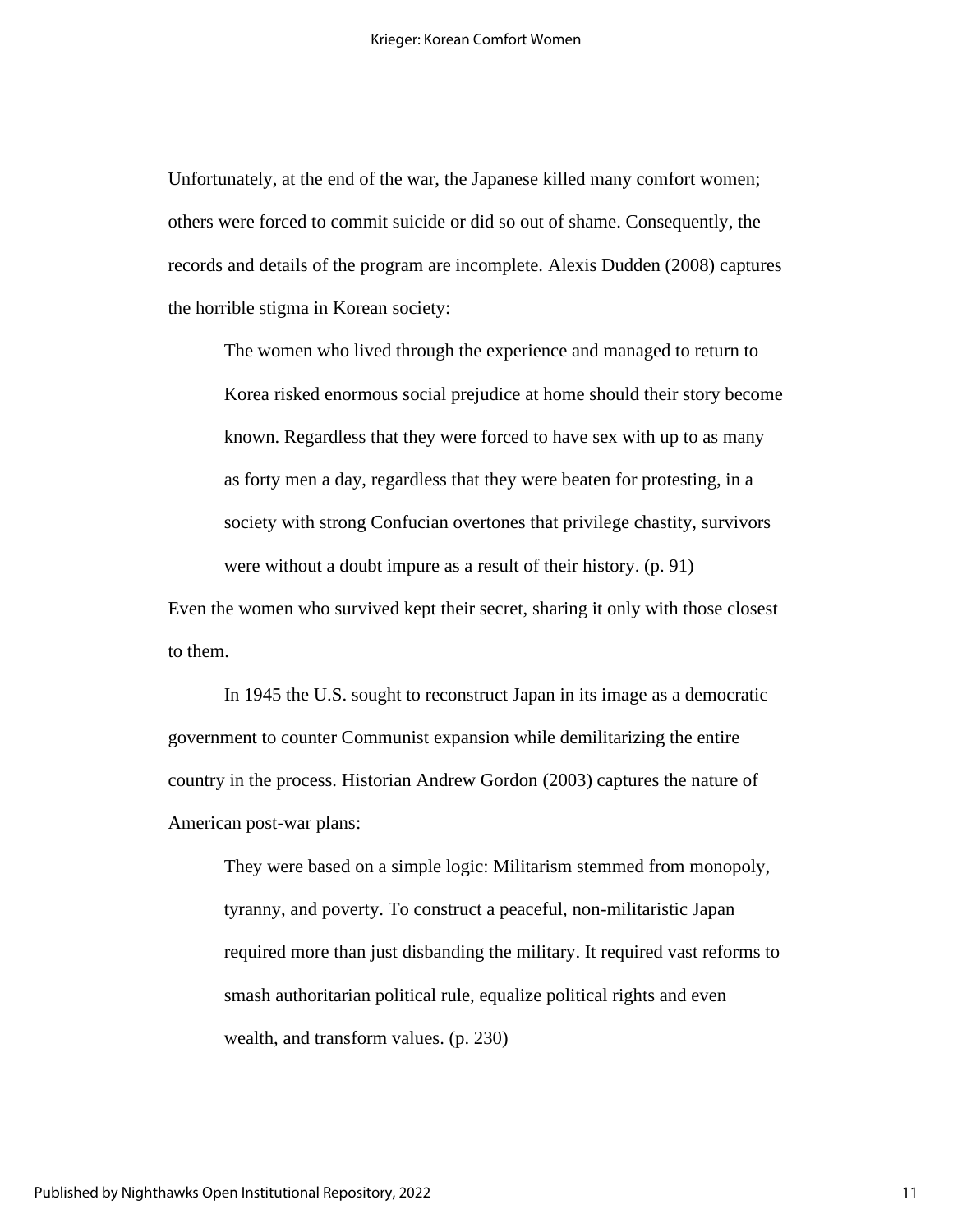Unfortunately, at the end of the war, the Japanese killed many comfort women; others were forced to commit suicide or did so out of shame. Consequently, the records and details of the program are incomplete. Alexis Dudden (2008) captures the horrible stigma in Korean society:

> The women who lived through the experience and managed to return to Korea risked enormous social prejudice at home should their story become known. Regardless that they were forced to have sex with up to as many as forty men a day, regardless that they were beaten for protesting, in a society with strong Confucian overtones that privilege chastity, survivors were without a doubt impure as a result of their history. (p. 91)

Even the women who survived kept their secret, sharing it only with those closest to them.

In 1945 the U.S. sought to reconstruct Japan in its image as a democratic government to counter Communist expansion while demilitarizing the entire country in the process. Historian Andrew Gordon (2003) captures the nature of American post-war plans:

> They were based on a simple logic: Militarism stemmed from monopoly, tyranny, and poverty. To construct a peaceful, non-militaristic Japan required more than just disbanding the military. It required vast reforms to smash authoritarian political rule, equalize political rights and even wealth, and transform values. (p. 230)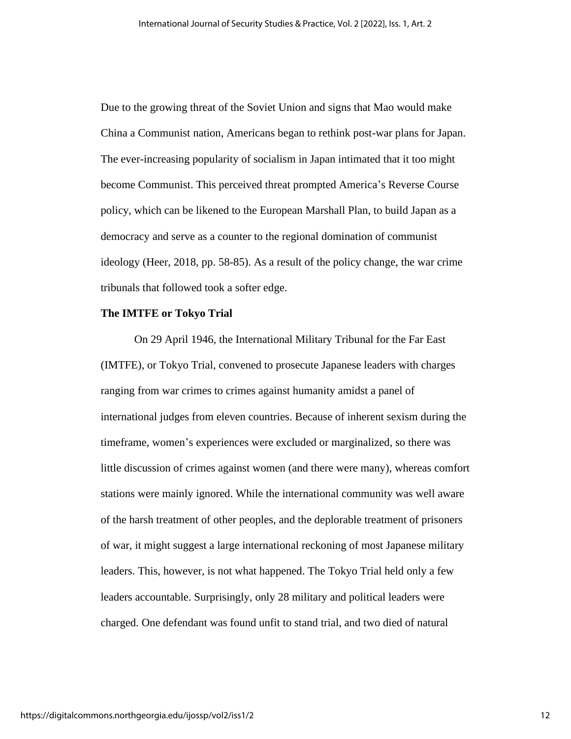Due to the growing threat of the Soviet Union and signs that Mao would make China a Communist nation, Americans began to rethink post-war plans for Japan. The ever-increasing popularity of socialism in Japan intimated that it too might become Communist. This perceived threat prompted America's Reverse Course policy, which can be likened to the European Marshall Plan, to build Japan as a democracy and serve as a counter to the regional domination of communist ideology (Heer, 2018, pp. 58-85). As a result of the policy change, the war crime tribunals that followed took a softer edge.

**The IMTFE or Tokyo Trial**

On 29 April 1946, the International Military Tribunal for the Far East (IMTFE), or Tokyo Trial, convened to prosecute Japanese leaders with charges ranging from war crimes to crimes against humanity amidst a panel of international judges from eleven countries. Because of inherent sexism during the timeframe, women's experiences were excluded or marginalized, so there was little discussion of crimes against women (and there were many), whereas comfort stations were mainly ignored. While the international community was well aware of the harsh treatment of other peoples, and the deplorable treatment of prisoners of war, it might suggest a large international reckoning of most Japanese military leaders. This, however, is not what happened. The Tokyo Trial held only a few leaders accountable. Surprisingly, only 28 military and political leaders were charged. One defendant was found unfit to stand trial, and two died of natural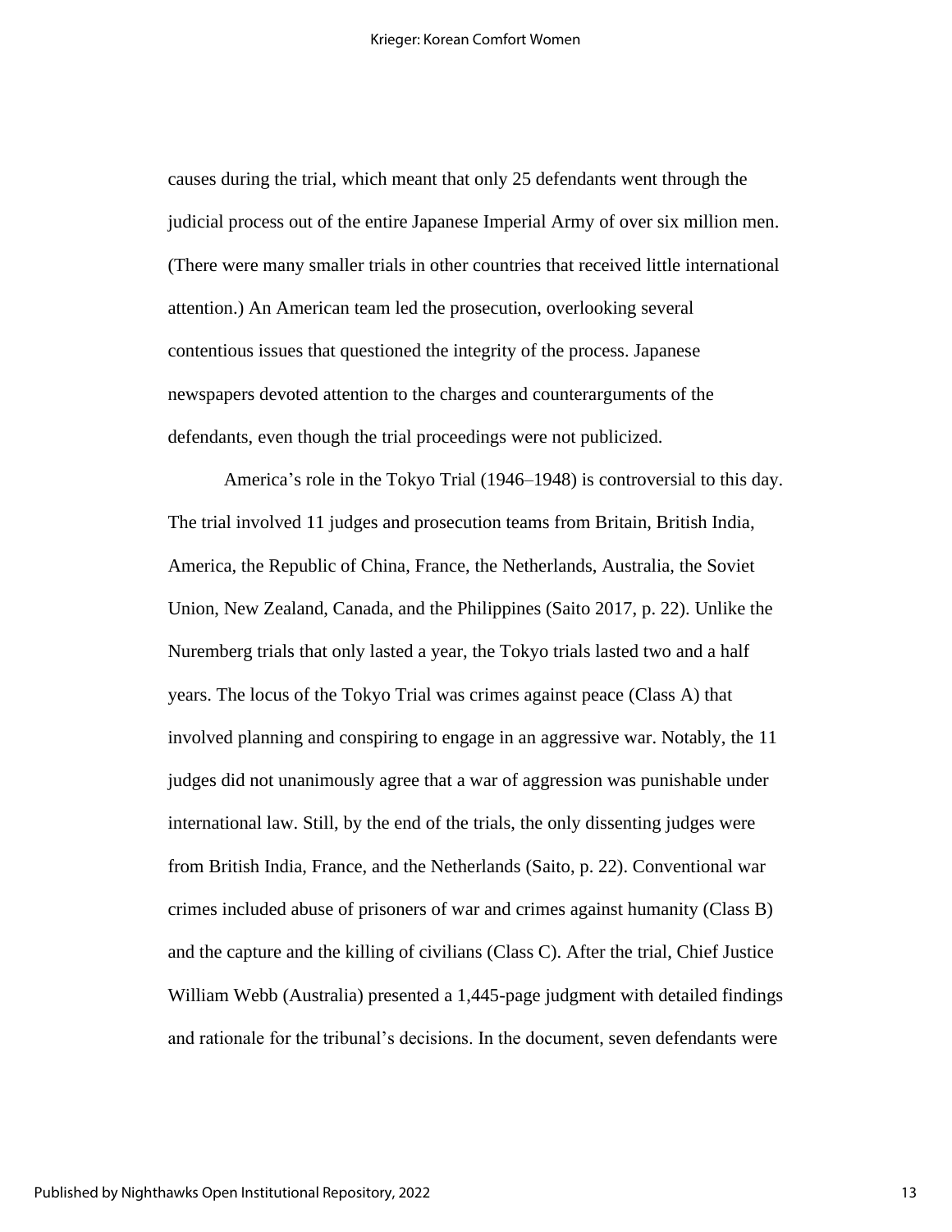causes during the trial, which meant that only 25 defendants went through the judicial process out of the entire Japanese Imperial Army of over six million men. (There were many smaller trials in other countries that received little international attention.) An American team led the prosecution, overlooking several contentious issues that questioned the integrity of the process. Japanese newspapers devoted attention to the charges and counterarguments of the defendants, even though the trial proceedings were not publicized.

America's role in the Tokyo Trial (1946–1948) is controversial to this day. The trial involved 11 judges and prosecution teams from Britain, British India, America, the Republic of China, France, the Netherlands, Australia, the Soviet Union, New Zealand, Canada, and the Philippines (Saito 2017, p. 22). Unlike the Nuremberg trials that only lasted a year, the Tokyo trials lasted two and a half years. The locus of the Tokyo Trial was crimes against peace (Class A) that involved planning and conspiring to engage in an aggressive war. Notably, the 11 judges did not unanimously agree that a war of aggression was punishable under international law. Still, by the end of the trials, the only dissenting judges were from British India, France, and the Netherlands (Saito, p. 22). Conventional war crimes included abuse of prisoners of war and crimes against humanity (Class B) and the capture and the killing of civilians (Class C). After the trial, Chief Justice William Webb (Australia) presented a 1,445-page judgment with detailed findings and rationale for the tribunal's decisions. In the document, seven defendants were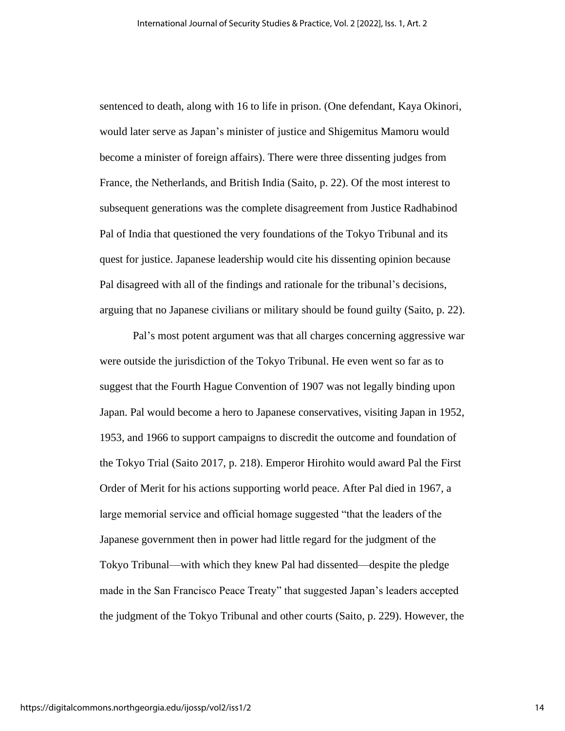sentenced to death, along with 16 to life in prison. (One defendant, Kaya Okinori, would later serve as Japan's minister of justice and Shigemitus Mamoru would become a minister of foreign affairs). There were three dissenting judges from France, the Netherlands, and British India (Saito, p. 22). Of the most interest to subsequent generations was the complete disagreement from Justice Radhabinod Pal of India that questioned the very foundations of the Tokyo Tribunal and its quest for justice. Japanese leadership would cite his dissenting opinion because Pal disagreed with all of the findings and rationale for the tribunal's decisions, arguing that no Japanese civilians or military should be found guilty (Saito, p. 22).

Pal's most potent argument was that all charges concerning aggressive war were outside the jurisdiction of the Tokyo Tribunal. He even went so far as to suggest that the Fourth Hague Convention of 1907 was not legally binding upon Japan. Pal would become a hero to Japanese conservatives, visiting Japan in 1952, 1953, and 1966 to support campaigns to discredit the outcome and foundation of the Tokyo Trial (Saito 2017, p. 218). Emperor Hirohito would award Pal the First Order of Merit for his actions supporting world peace. After Pal died in 1967, a large memorial service and official homage suggested "that the leaders of the Japanese government then in power had little regard for the judgment of the Tokyo Tribunal—with which they knew Pal had dissented—despite the pledge made in the San Francisco Peace Treaty" that suggested Japan's leaders accepted the judgment of the Tokyo Tribunal and other courts (Saito, p. 229). However, the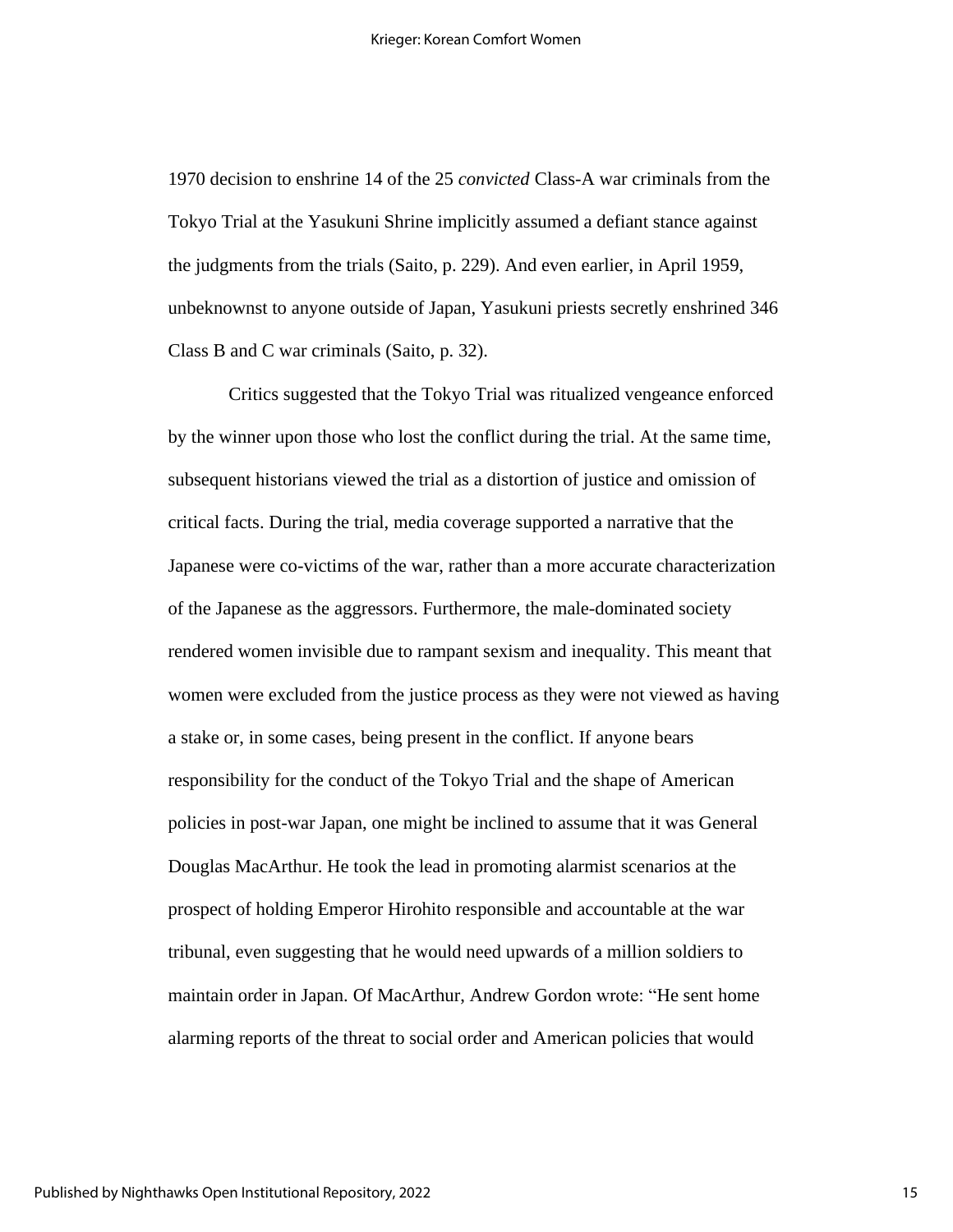1970 decision to enshrine 14 of the 25 *convicted* Class-A war criminals from the Tokyo Trial at the Yasukuni Shrine implicitly assumed a defiant stance against the judgments from the trials (Saito, p. 229). And even earlier, in April 1959, unbeknownst to anyone outside of Japan, Yasukuni priests secretly enshrined 346 Class B and C war criminals (Saito, p. 32).

Critics suggested that the Tokyo Trial was ritualized vengeance enforced by the winner upon those who lost the conflict during the trial. At the same time, subsequent historians viewed the trial as a distortion of justice and omission of critical facts. During the trial, media coverage supported a narrative that the Japanese were co-victims of the war, rather than a more accurate characterization of the Japanese as the aggressors. Furthermore, the male-dominated society rendered women invisible due to rampant sexism and inequality. This meant that women were excluded from the justice process as they were not viewed as having a stake or, in some cases, being present in the conflict. If anyone bears responsibility for the conduct of the Tokyo Trial and the shape of American policies in post-war Japan, one might be inclined to assume that it was General Douglas MacArthur. He took the lead in promoting alarmist scenarios at the prospect of holding Emperor Hirohito responsible and accountable at the war tribunal, even suggesting that he would need upwards of a million soldiers to maintain order in Japan. Of MacArthur, Andrew Gordon wrote: "He sent home alarming reports of the threat to social order and American policies that would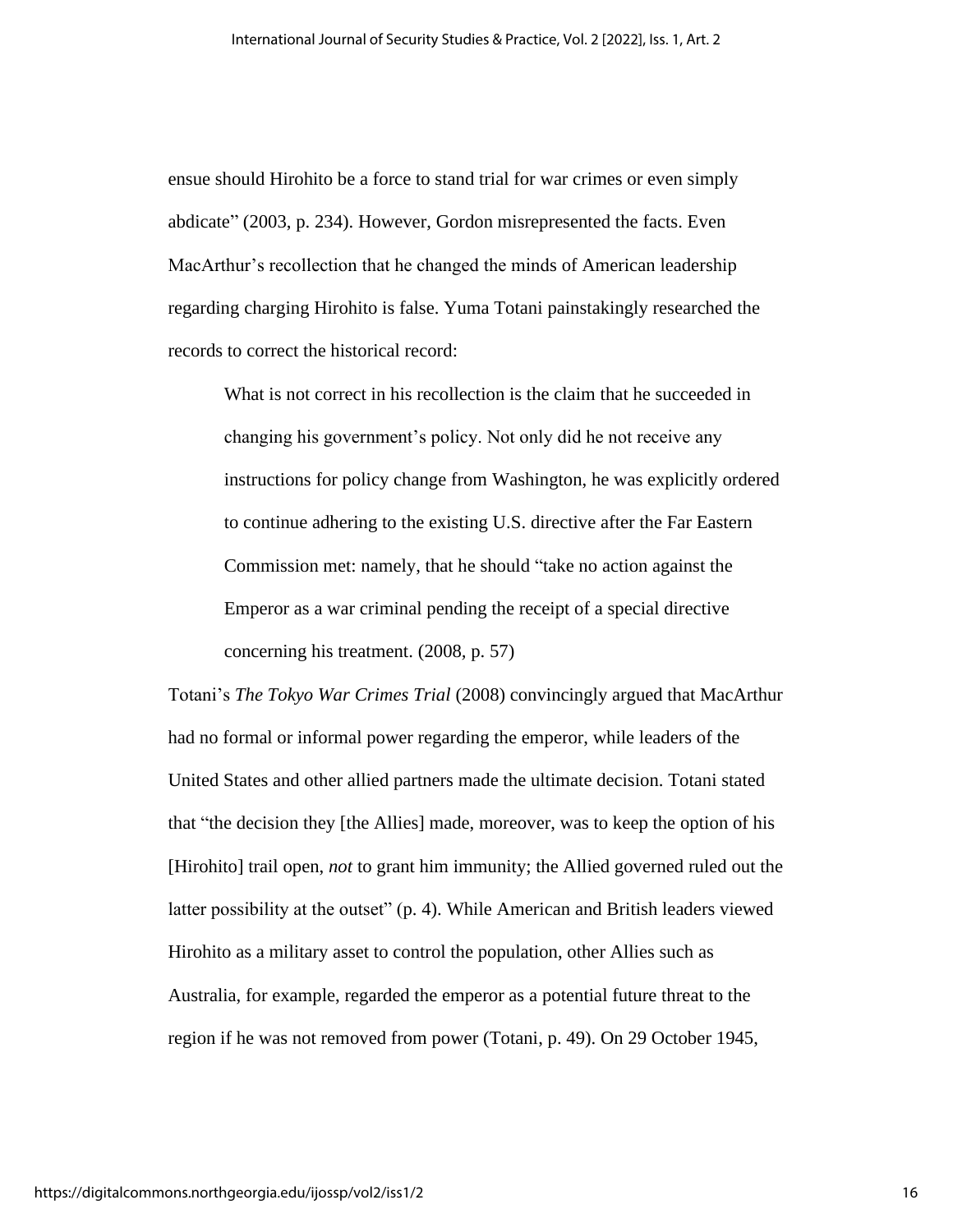ensue should Hirohito be a force to stand trial for war crimes or even simply abdicate" (2003, p. 234). However, Gordon misrepresented the facts. Even MacArthur's recollection that he changed the minds of American leadership regarding charging Hirohito is false. Yuma Totani painstakingly researched the records to correct the historical record:

> What is not correct in his recollection is the claim that he succeeded in changing his government's policy. Not only did he not receive any instructions for policy change from Washington, he was explicitly ordered to continue adhering to the existing U.S. directive after the Far Eastern Commission met: namely, that he should "take no action against the Emperor as a war criminal pending the receipt of a special directive concerning his treatment. (2008, p. 57)

Totani's *The Tokyo War Crimes Trial* (2008) convincingly argued that MacArthur had no formal or informal power regarding the emperor, while leaders of the United States and other allied partners made the ultimate decision. Totani stated that "the decision they [the Allies] made, moreover, was to keep the option of his [Hirohito] trail open, *not* to grant him immunity; the Allied governed ruled out the latter possibility at the outset" (p. 4). While American and British leaders viewed Hirohito as a military asset to control the population, other Allies such as Australia, for example, regarded the emperor as a potential future threat to the region if he was not removed from power (Totani, p. 49). On 29 October 1945,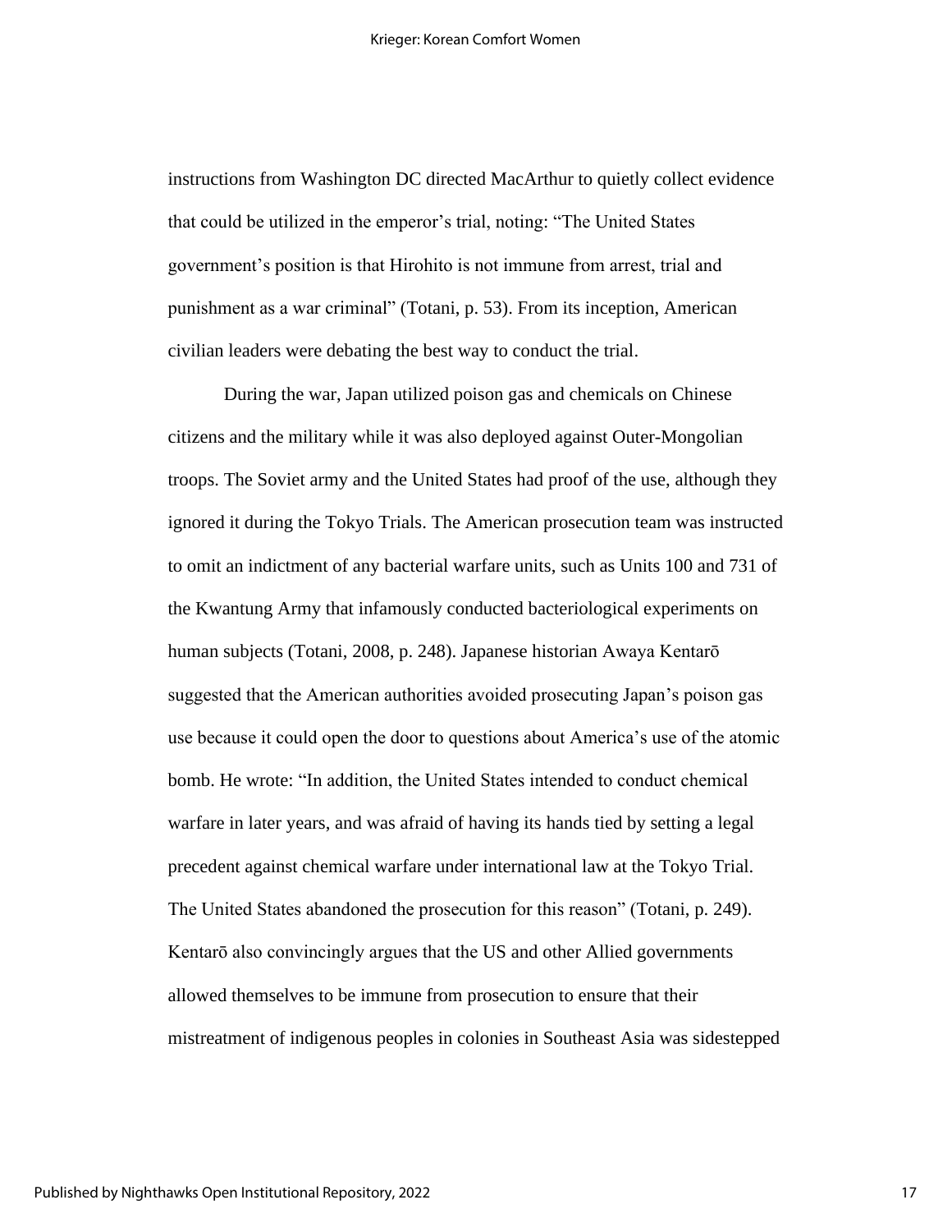instructions from Washington DC directed MacArthur to quietly collect evidence that could be utilized in the emperor's trial, noting: "The United States government's position is that Hirohito is not immune from arrest, trial and punishment as a war criminal" (Totani, p. 53). From its inception, American civilian leaders were debating the best way to conduct the trial.

During the war, Japan utilized poison gas and chemicals on Chinese citizens and the military while it was also deployed against Outer-Mongolian troops. The Soviet army and the United States had proof of the use, although they ignored it during the Tokyo Trials. The American prosecution team was instructed to omit an indictment of any bacterial warfare units, such as Units 100 and 731 of the Kwantung Army that infamously conducted bacteriological experiments on human subjects (Totani, 2008, p. 248). Japanese historian Awaya Kentarō suggested that the American authorities avoided prosecuting Japan's poison gas use because it could open the door to questions about America's use of the atomic bomb. He wrote: "In addition, the United States intended to conduct chemical warfare in later years, and was afraid of having its hands tied by setting a legal precedent against chemical warfare under international law at the Tokyo Trial. The United States abandoned the prosecution for this reason" (Totani, p. 249). Kentarō also convincingly argues that the US and other Allied governments allowed themselves to be immune from prosecution to ensure that their mistreatment of indigenous peoples in colonies in Southeast Asia was sidestepped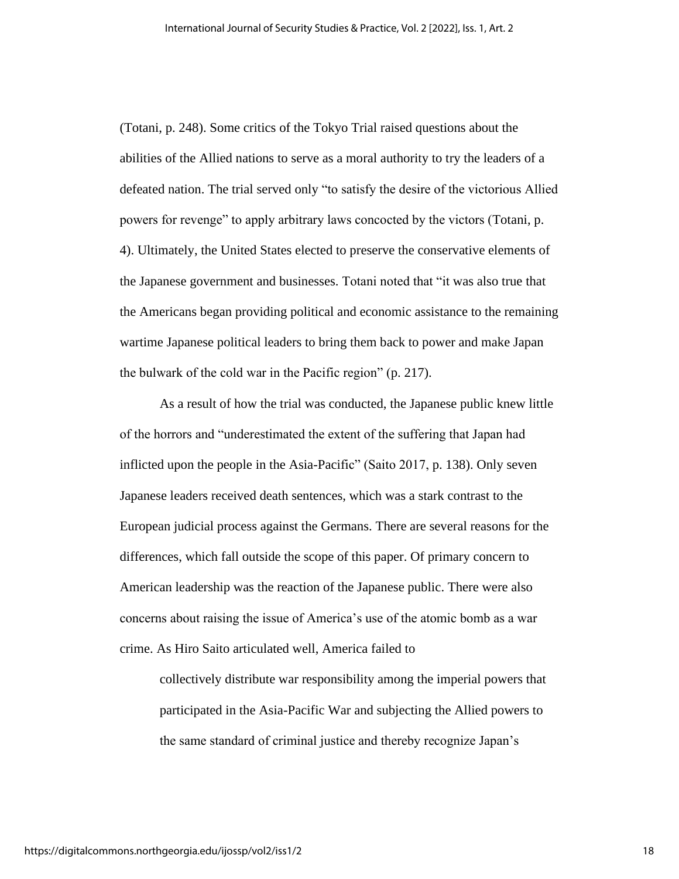(Totani, p. 248). Some critics of the Tokyo Trial raised questions about the abilities of the Allied nations to serve as a moral authority to try the leaders of a defeated nation. The trial served only "to satisfy the desire of the victorious Allied powers for revenge" to apply arbitrary laws concocted by the victors (Totani, p. 4). Ultimately, the United States elected to preserve the conservative elements of the Japanese government and businesses. Totani noted that "it was also true that the Americans began providing political and economic assistance to the remaining wartime Japanese political leaders to bring them back to power and make Japan the bulwark of the cold war in the Pacific region" (p. 217).

As a result of how the trial was conducted, the Japanese public knew little of the horrors and "underestimated the extent of the suffering that Japan had inflicted upon the people in the Asia-Pacific" (Saito 2017, p. 138). Only seven Japanese leaders received death sentences, which was a stark contrast to the European judicial process against the Germans. There are several reasons for the differences, which fall outside the scope of this paper. Of primary concern to American leadership was the reaction of the Japanese public. There were also concerns about raising the issue of America's use of the atomic bomb as a war crime. As Hiro Saito articulated well, America failed to

> collectively distribute war responsibility among the imperial powers that participated in the Asia-Pacific War and subjecting the Allied powers to the same standard of criminal justice and thereby recognize Japan's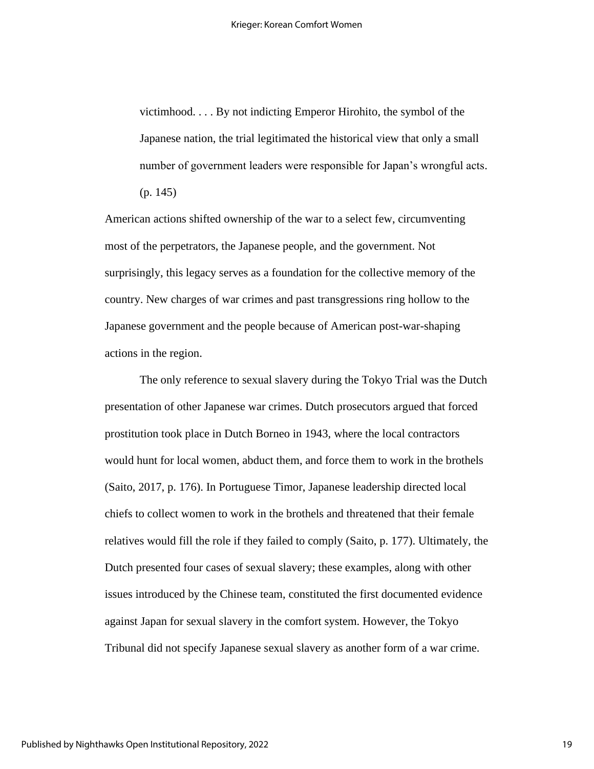> victimhood. . . . By not indicting Emperor Hirohito, the symbol of the Japanese nation, the trial legitimated the historical view that only a small number of government leaders were responsible for Japan's wrongful acts. (p. 145)

American actions shifted ownership of the war to a select few, circumventing most of the perpetrators, the Japanese people, and the government. Not surprisingly, this legacy serves as a foundation for the collective memory of the country. New charges of war crimes and past transgressions ring hollow to the Japanese government and the people because of American post-war-shaping actions in the region.

The only reference to sexual slavery during the Tokyo Trial was the Dutch presentation of other Japanese war crimes. Dutch prosecutors argued that forced prostitution took place in Dutch Borneo in 1943, where the local contractors would hunt for local women, abduct them, and force them to work in the brothels (Saito, 2017, p. 176). In Portuguese Timor, Japanese leadership directed local chiefs to collect women to work in the brothels and threatened that their female relatives would fill the role if they failed to comply (Saito, p. 177). Ultimately, the Dutch presented four cases of sexual slavery; these examples, along with other issues introduced by the Chinese team, constituted the first documented evidence against Japan for sexual slavery in the comfort system. However, the Tokyo Tribunal did not specify Japanese sexual slavery as another form of a war crime.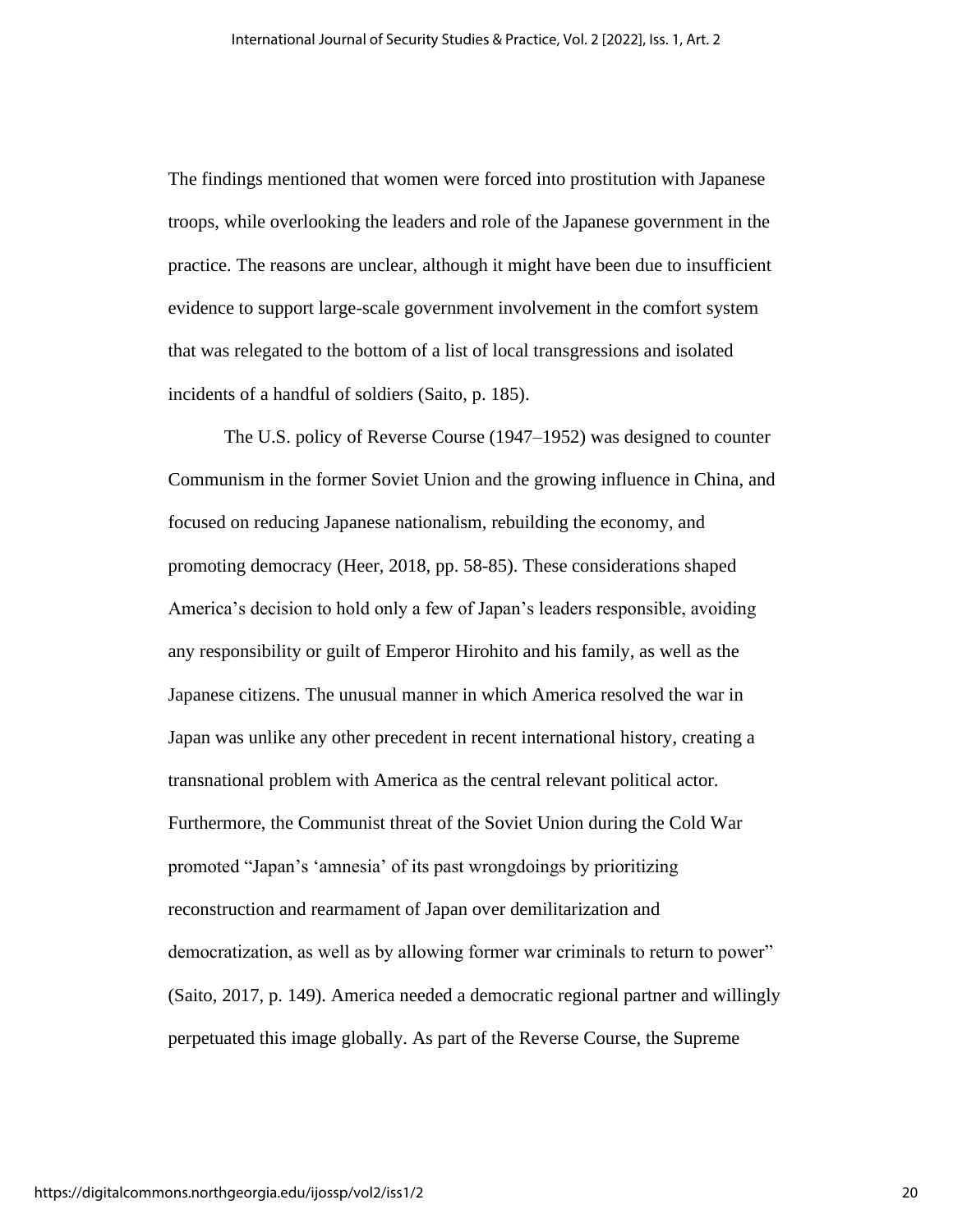The findings mentioned that women were forced into prostitution with Japanese troops, while overlooking the leaders and role of the Japanese government in the practice. The reasons are unclear, although it might have been due to insufficient evidence to support large-scale government involvement in the comfort system that was relegated to the bottom of a list of local transgressions and isolated incidents of a handful of soldiers (Saito, p. 185).

The U.S. policy of Reverse Course (1947–1952) was designed to counter Communism in the former Soviet Union and the growing influence in China, and focused on reducing Japanese nationalism, rebuilding the economy, and promoting democracy (Heer, 2018, pp. 58-85). These considerations shaped America's decision to hold only a few of Japan's leaders responsible, avoiding any responsibility or guilt of Emperor Hirohito and his family, as well as the Japanese citizens. The unusual manner in which America resolved the war in Japan was unlike any other precedent in recent international history, creating a transnational problem with America as the central relevant political actor. Furthermore, the Communist threat of the Soviet Union during the Cold War promoted "Japan's 'amnesia' of its past wrongdoings by prioritizing reconstruction and rearmament of Japan over demilitarization and democratization, as well as by allowing former war criminals to return to power" (Saito, 2017, p. 149). America needed a democratic regional partner and willingly perpetuated this image globally. As part of the Reverse Course, the Supreme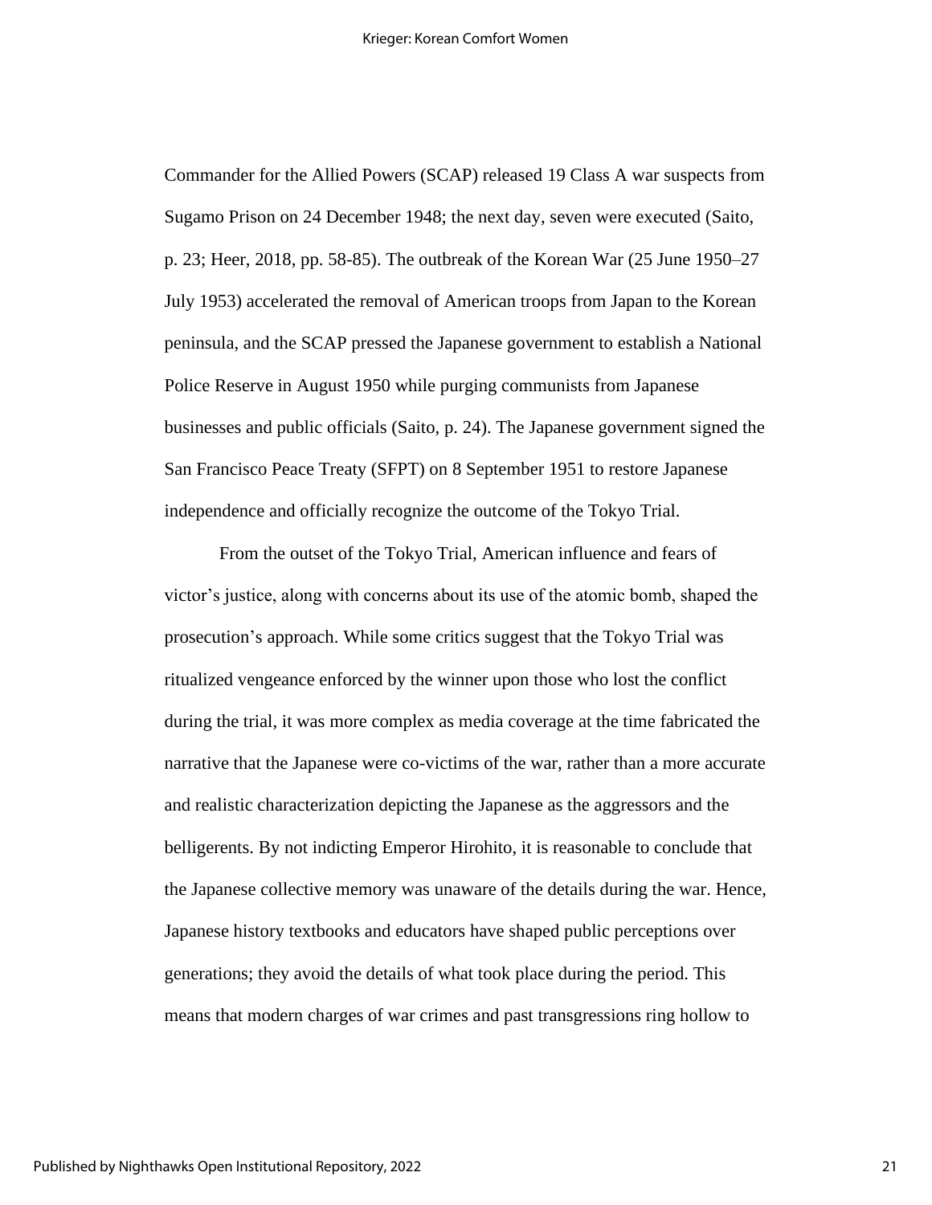Commander for the Allied Powers (SCAP) released 19 Class A war suspects from Sugamo Prison on 24 December 1948; the next day, seven were executed (Saito, p. 23; Heer, 2018, pp. 58-85). The outbreak of the Korean War (25 June 1950–27 July 1953) accelerated the removal of American troops from Japan to the Korean peninsula, and the SCAP pressed the Japanese government to establish a National Police Reserve in August 1950 while purging communists from Japanese businesses and public officials (Saito, p. 24). The Japanese government signed the San Francisco Peace Treaty (SFPT) on 8 September 1951 to restore Japanese independence and officially recognize the outcome of the Tokyo Trial.

From the outset of the Tokyo Trial, American influence and fears of victor's justice, along with concerns about its use of the atomic bomb, shaped the prosecution's approach. While some critics suggest that the Tokyo Trial was ritualized vengeance enforced by the winner upon those who lost the conflict during the trial, it was more complex as media coverage at the time fabricated the narrative that the Japanese were co-victims of the war, rather than a more accurate and realistic characterization depicting the Japanese as the aggressors and the belligerents. By not indicting Emperor Hirohito, it is reasonable to conclude that the Japanese collective memory was unaware of the details during the war. Hence, Japanese history textbooks and educators have shaped public perceptions over generations; they avoid the details of what took place during the period. This means that modern charges of war crimes and past transgressions ring hollow to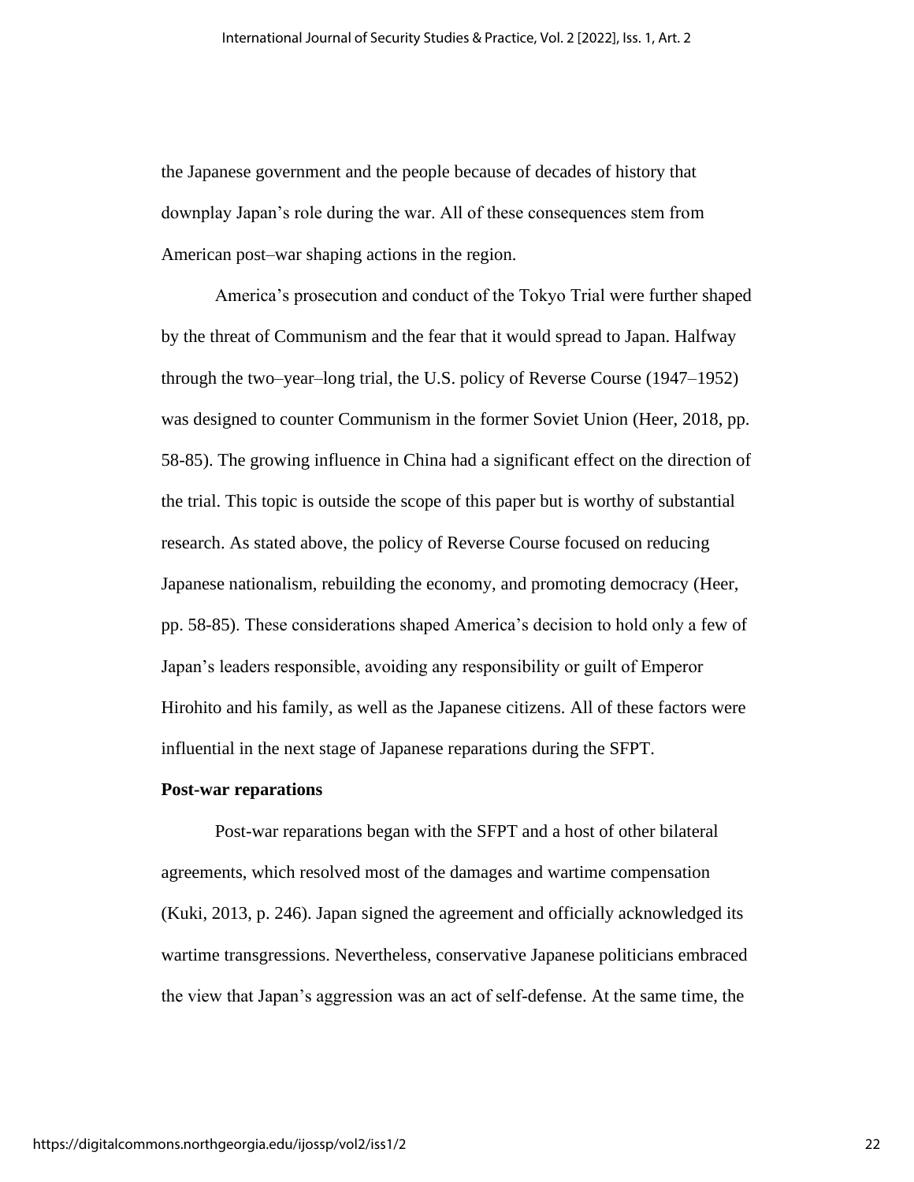the Japanese government and the people because of decades of history that downplay Japan's role during the war. All of these consequences stem from American post–war shaping actions in the region.

America's prosecution and conduct of the Tokyo Trial were further shaped by the threat of Communism and the fear that it would spread to Japan. Halfway through the two–year–long trial, the U.S. policy of Reverse Course (1947–1952) was designed to counter Communism in the former Soviet Union (Heer, 2018, pp. 58-85). The growing influence in China had a significant effect on the direction of the trial. This topic is outside the scope of this paper but is worthy of substantial research. As stated above, the policy of Reverse Course focused on reducing Japanese nationalism, rebuilding the economy, and promoting democracy (Heer, pp. 58-85). These considerations shaped America's decision to hold only a few of Japan's leaders responsible, avoiding any responsibility or guilt of Emperor Hirohito and his family, as well as the Japanese citizens. All of these factors were influential in the next stage of Japanese reparations during the SFPT.

**Post-war reparations**

Post-war reparations began with the SFPT and a host of other bilateral agreements, which resolved most of the damages and wartime compensation (Kuki, 2013, p. 246). Japan signed the agreement and officially acknowledged its wartime transgressions. Nevertheless, conservative Japanese politicians embraced the view that Japan's aggression was an act of self-defense. At the same time, the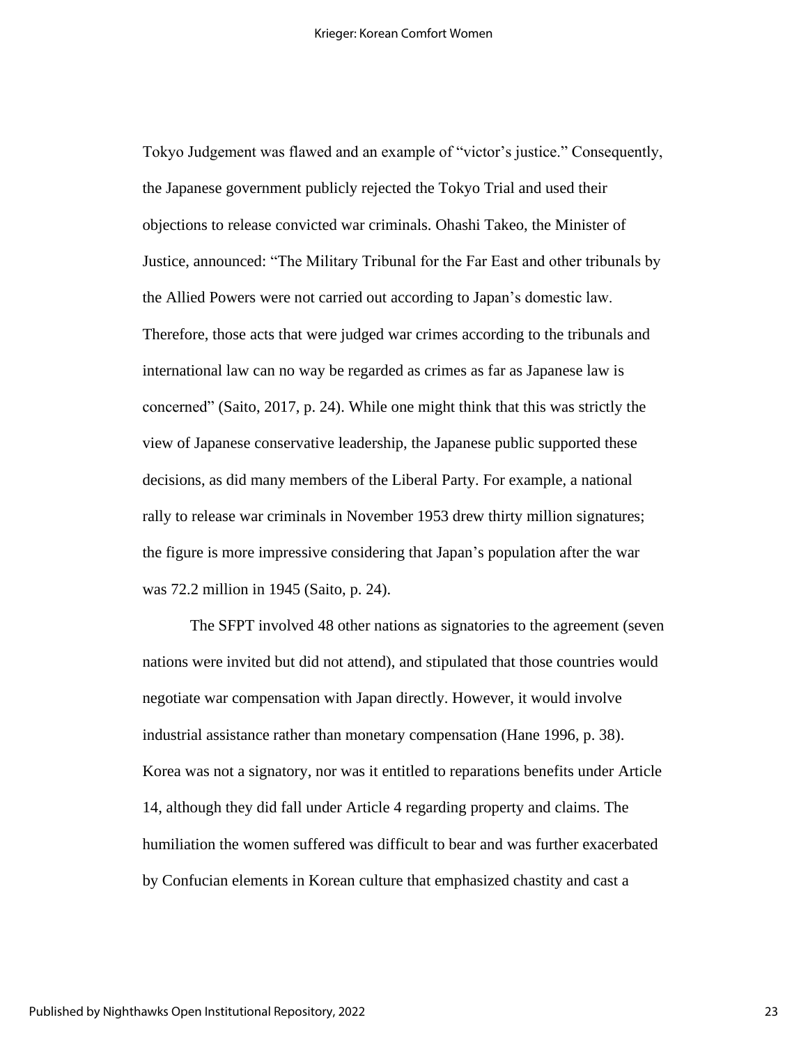Tokyo Judgement was flawed and an example of "victor's justice." Consequently, the Japanese government publicly rejected the Tokyo Trial and used their objections to release convicted war criminals. Ohashi Takeo, the Minister of Justice, announced: "The Military Tribunal for the Far East and other tribunals by the Allied Powers were not carried out according to Japan's domestic law. Therefore, those acts that were judged war crimes according to the tribunals and international law can no way be regarded as crimes as far as Japanese law is concerned" (Saito, 2017, p. 24). While one might think that this was strictly the view of Japanese conservative leadership, the Japanese public supported these decisions, as did many members of the Liberal Party. For example, a national rally to release war criminals in November 1953 drew thirty million signatures; the figure is more impressive considering that Japan's population after the war was 72.2 million in 1945 (Saito, p. 24).

The SFPT involved 48 other nations as signatories to the agreement (seven nations were invited but did not attend), and stipulated that those countries would negotiate war compensation with Japan directly. However, it would involve industrial assistance rather than monetary compensation (Hane 1996, p. 38). Korea was not a signatory, nor was it entitled to reparations benefits under Article 14, although they did fall under Article 4 regarding property and claims. The humiliation the women suffered was difficult to bear and was further exacerbated by Confucian elements in Korean culture that emphasized chastity and cast a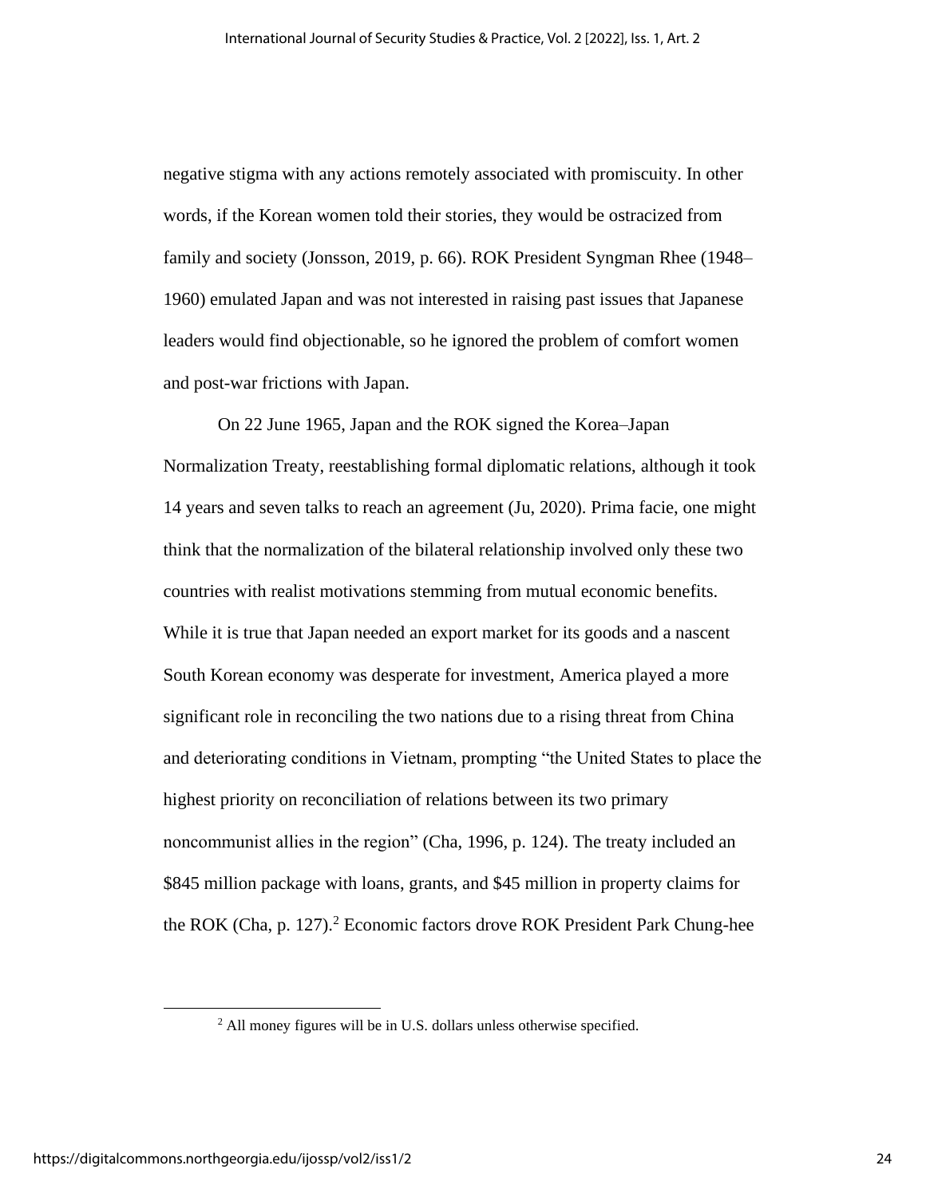negative stigma with any actions remotely associated with promiscuity. In other words, if the Korean women told their stories, they would be ostracized from family and society (Jonsson, 2019, p. 66). ROK President Syngman Rhee (1948–1960) emulated Japan and was not interested in raising past issues that Japanese leaders would find objectionable, so he ignored the problem of comfort women and post-war frictions with Japan.

On 22 June 1965, Japan and the ROK signed the Korea–Japan Normalization Treaty, reestablishing formal diplomatic relations, although it took 14 years and seven talks to reach an agreement (Ju, 2020). Prima facie, one might think that the normalization of the bilateral relationship involved only these two countries with realist motivations stemming from mutual economic benefits. While it is true that Japan needed an export market for its goods and a nascent South Korean economy was desperate for investment, America played a more significant role in reconciling the two nations due to a rising threat from China and deteriorating conditions in Vietnam, prompting "the United States to place the highest priority on reconciliation of relations between its two primary noncommunist allies in the region" (Cha, 1996, p. 124). The treaty included an $845 million package with loans, grants, and $45 million in property claims for the ROK (Cha, p. 127).[2] Economic factors drove ROK President Park Chung-hee

[2] All money figures will be in U.S. dollars unless otherwise specified.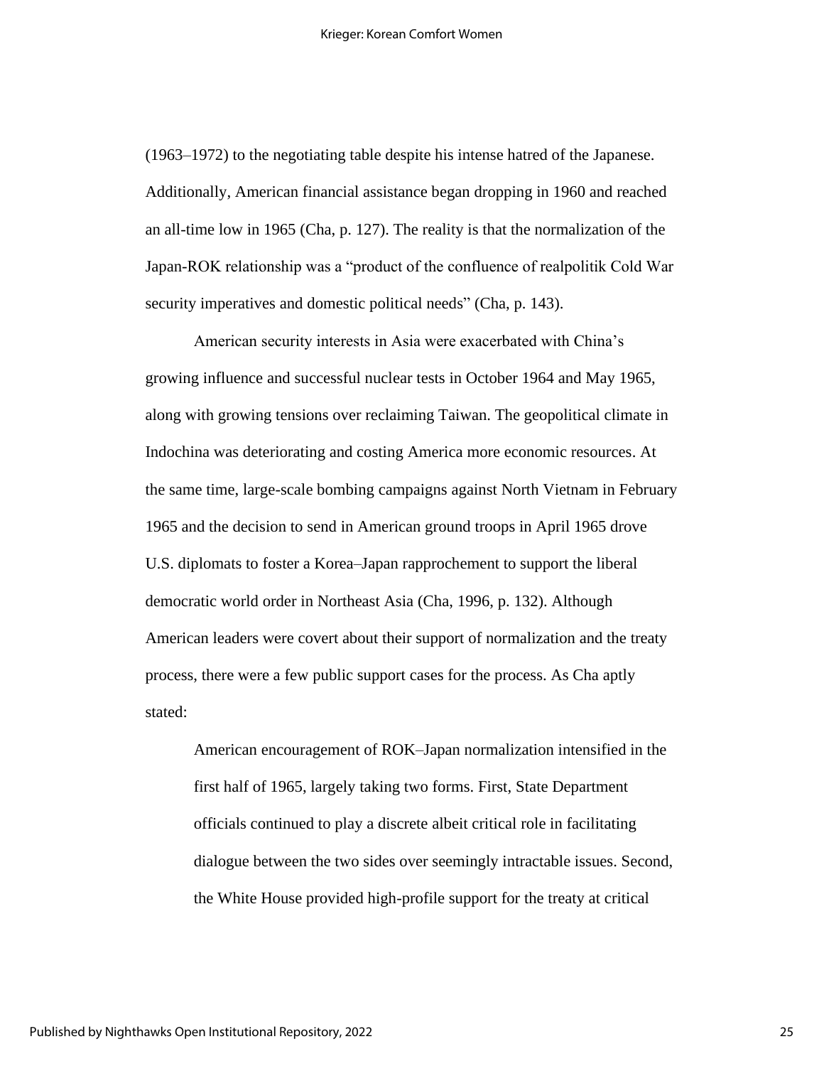(1963–1972) to the negotiating table despite his intense hatred of the Japanese. Additionally, American financial assistance began dropping in 1960 and reached an all-time low in 1965 (Cha, p. 127). The reality is that the normalization of the Japan-ROK relationship was a "product of the confluence of realpolitik Cold War security imperatives and domestic political needs" (Cha, p. 143).

American security interests in Asia were exacerbated with China's growing influence and successful nuclear tests in October 1964 and May 1965, along with growing tensions over reclaiming Taiwan. The geopolitical climate in Indochina was deteriorating and costing America more economic resources. At the same time, large-scale bombing campaigns against North Vietnam in February 1965 and the decision to send in American ground troops in April 1965 drove U.S. diplomats to foster a Korea–Japan rapprochement to support the liberal democratic world order in Northeast Asia (Cha, 1996, p. 132). Although American leaders were covert about their support of normalization and the treaty process, there were a few public support cases for the process. As Cha aptly stated:

> American encouragement of ROK–Japan normalization intensified in the first half of 1965, largely taking two forms. First, State Department officials continued to play a discrete albeit critical role in facilitating dialogue between the two sides over seemingly intractable issues. Second, the White House provided high-profile support for the treaty at critical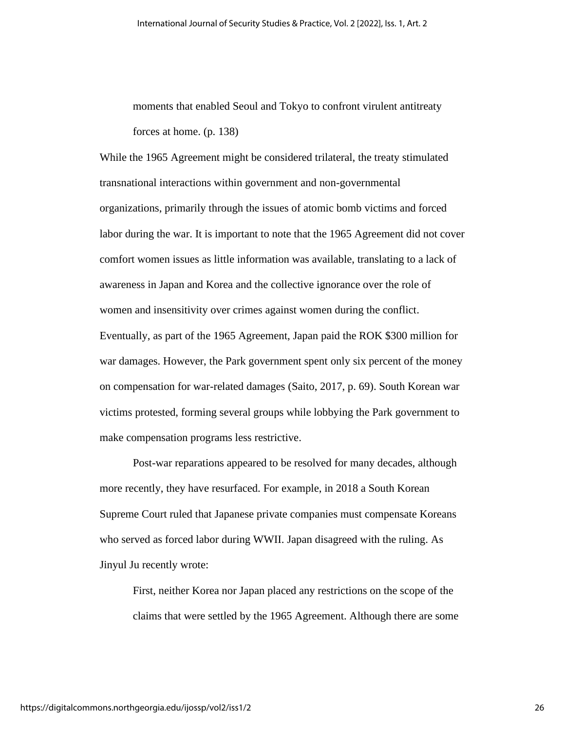> moments that enabled Seoul and Tokyo to confront virulent antitreaty forces at home. (p. 138)

While the 1965 Agreement might be considered trilateral, the treaty stimulated transnational interactions within government and non-governmental organizations, primarily through the issues of atomic bomb victims and forced labor during the war. It is important to note that the 1965 Agreement did not cover comfort women issues as little information was available, translating to a lack of awareness in Japan and Korea and the collective ignorance over the role of women and insensitivity over crimes against women during the conflict. Eventually, as part of the 1965 Agreement, Japan paid the ROK $300 million for war damages. However, the Park government spent only six percent of the money on compensation for war-related damages (Saito, 2017, p. 69). South Korean war victims protested, forming several groups while lobbying the Park government to make compensation programs less restrictive.

Post-war reparations appeared to be resolved for many decades, although more recently, they have resurfaced. For example, in 2018 a South Korean Supreme Court ruled that Japanese private companies must compensate Koreans who served as forced labor during WWII. Japan disagreed with the ruling. As Jinyul Ju recently wrote:

> First, neither Korea nor Japan placed any restrictions on the scope of the claims that were settled by the 1965 Agreement. Although there are some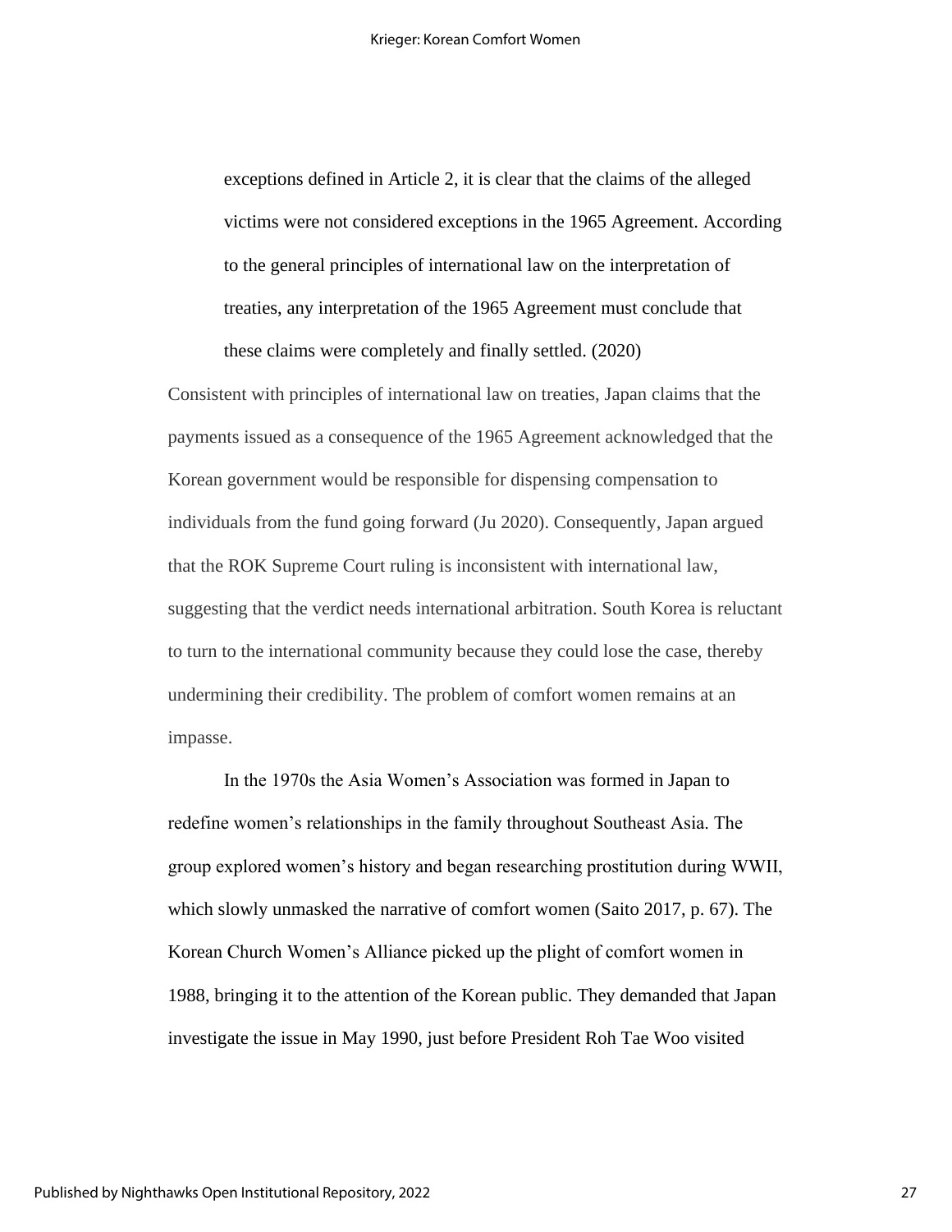> exceptions defined in Article 2, it is clear that the claims of the alleged victims were not considered exceptions in the 1965 Agreement. According to the general principles of international law on the interpretation of treaties, any interpretation of the 1965 Agreement must conclude that these claims were completely and finally settled. (2020)

Consistent with principles of international law on treaties, Japan claims that the payments issued as a consequence of the 1965 Agreement acknowledged that the Korean government would be responsible for dispensing compensation to individuals from the fund going forward (Ju 2020). Consequently, Japan argued that the ROK Supreme Court ruling is inconsistent with international law, suggesting that the verdict needs international arbitration. South Korea is reluctant to turn to the international community because they could lose the case, thereby undermining their credibility. The problem of comfort women remains at an impasse.

In the 1970s the Asia Women's Association was formed in Japan to redefine women's relationships in the family throughout Southeast Asia. The group explored women's history and began researching prostitution during WWII, which slowly unmasked the narrative of comfort women (Saito 2017, p. 67). The Korean Church Women's Alliance picked up the plight of comfort women in 1988, bringing it to the attention of the Korean public. They demanded that Japan investigate the issue in May 1990, just before President Roh Tae Woo visited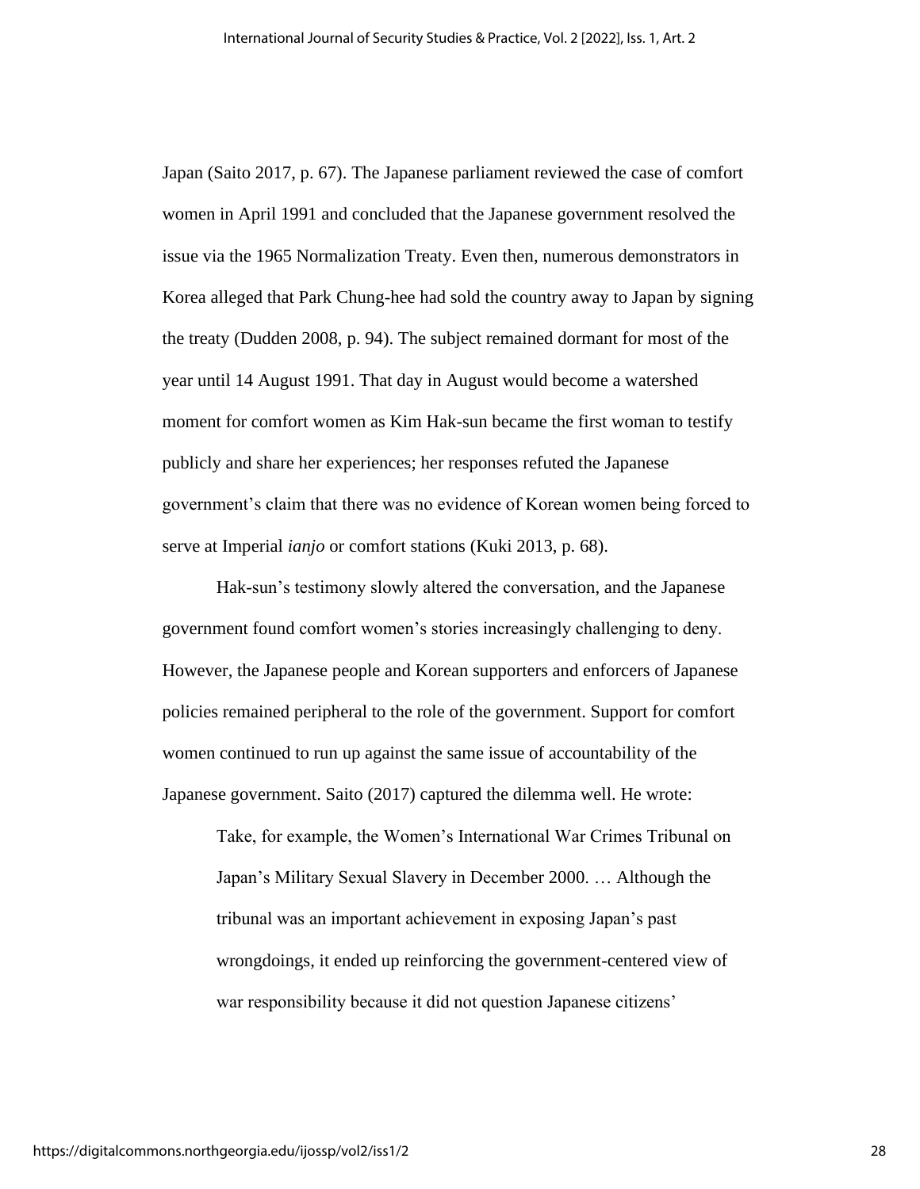Japan (Saito 2017, p. 67). The Japanese parliament reviewed the case of comfort women in April 1991 and concluded that the Japanese government resolved the issue via the 1965 Normalization Treaty. Even then, numerous demonstrators in Korea alleged that Park Chung-hee had sold the country away to Japan by signing the treaty (Dudden 2008, p. 94). The subject remained dormant for most of the year until 14 August 1991. That day in August would become a watershed moment for comfort women as Kim Hak-sun became the first woman to testify publicly and share her experiences; her responses refuted the Japanese government's claim that there was no evidence of Korean women being forced to serve at Imperial *ianjo* or comfort stations (Kuki 2013, p. 68).

Hak-sun's testimony slowly altered the conversation, and the Japanese government found comfort women's stories increasingly challenging to deny. However, the Japanese people and Korean supporters and enforcers of Japanese policies remained peripheral to the role of the government. Support for comfort women continued to run up against the same issue of accountability of the Japanese government. Saito (2017) captured the dilemma well. He wrote:

> Take, for example, the Women's International War Crimes Tribunal on Japan's Military Sexual Slavery in December 2000. … Although the tribunal was an important achievement in exposing Japan's past wrongdoings, it ended up reinforcing the government-centered view of war responsibility because it did not question Japanese citizens'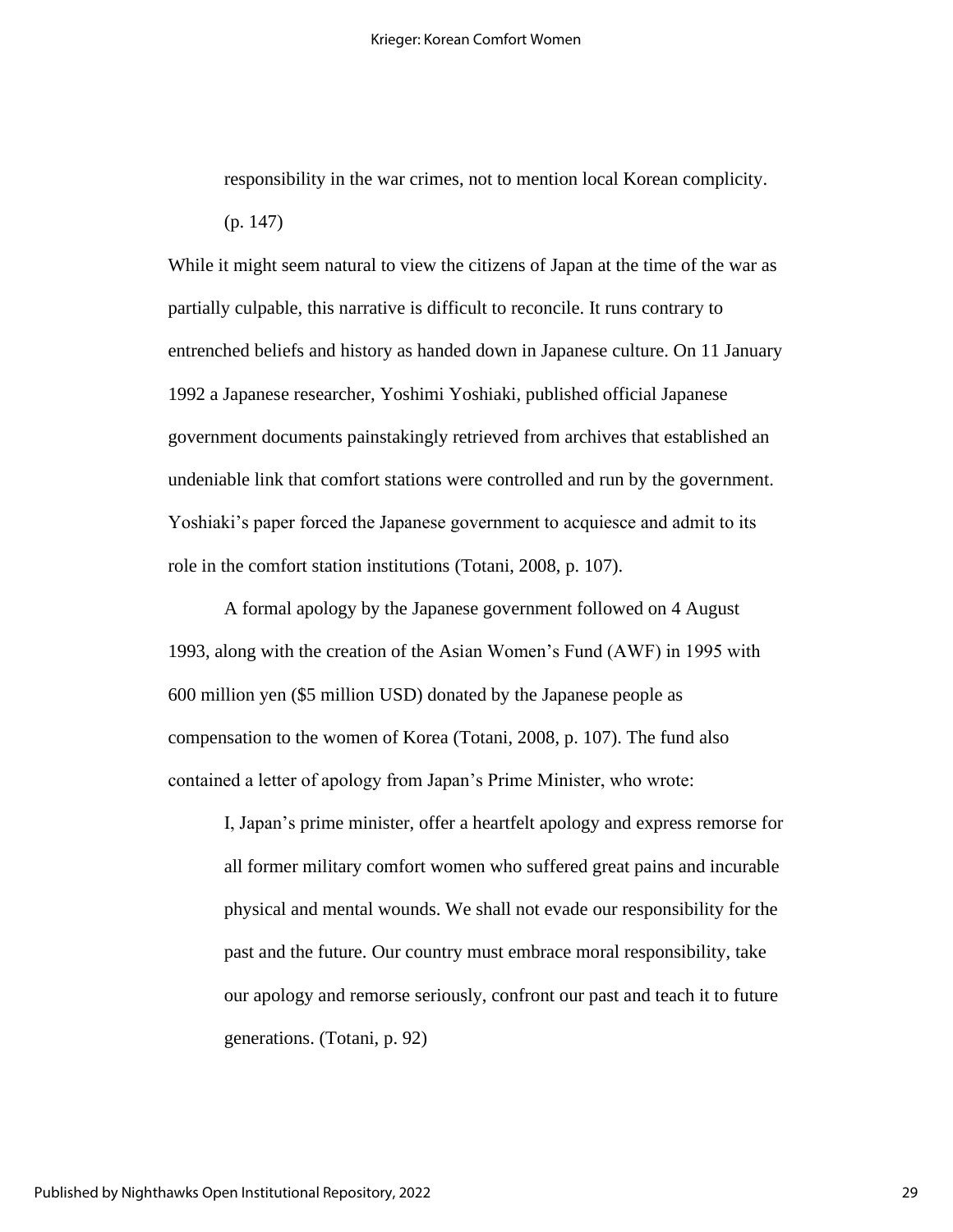> responsibility in the war crimes, not to mention local Korean complicity. (p. 147)

While it might seem natural to view the citizens of Japan at the time of the war as partially culpable, this narrative is difficult to reconcile. It runs contrary to entrenched beliefs and history as handed down in Japanese culture. On 11 January 1992 a Japanese researcher, Yoshimi Yoshiaki, published official Japanese government documents painstakingly retrieved from archives that established an undeniable link that comfort stations were controlled and run by the government. Yoshiaki's paper forced the Japanese government to acquiesce and admit to its role in the comfort station institutions (Totani, 2008, p. 107).

A formal apology by the Japanese government followed on 4 August 1993, along with the creation of the Asian Women's Fund (AWF) in 1995 with 600 million yen ($5 million USD) donated by the Japanese people as compensation to the women of Korea (Totani, 2008, p. 107). The fund also contained a letter of apology from Japan's Prime Minister, who wrote:

> I, Japan's prime minister, offer a heartfelt apology and express remorse for all former military comfort women who suffered great pains and incurable physical and mental wounds. We shall not evade our responsibility for the past and the future. Our country must embrace moral responsibility, take our apology and remorse seriously, confront our past and teach it to future generations. (Totani, p. 92)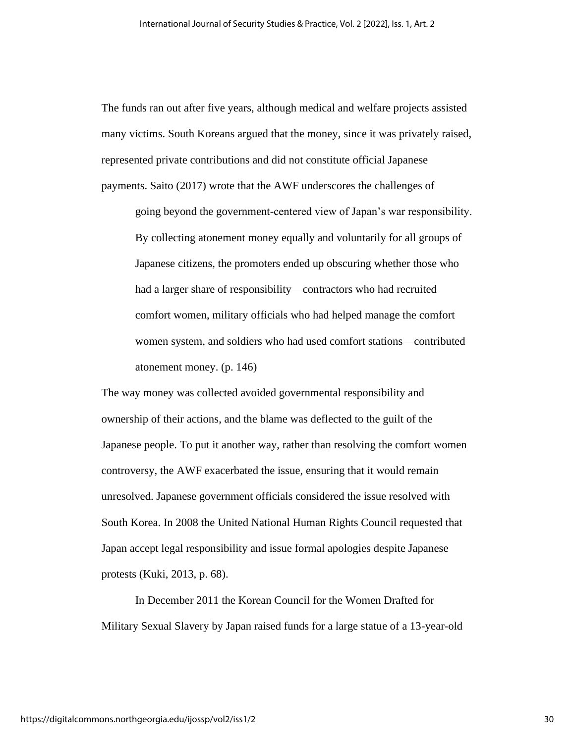The funds ran out after five years, although medical and welfare projects assisted many victims. South Koreans argued that the money, since it was privately raised, represented private contributions and did not constitute official Japanese payments. Saito (2017) wrote that the AWF underscores the challenges of

> going beyond the government-centered view of Japan's war responsibility. By collecting atonement money equally and voluntarily for all groups of Japanese citizens, the promoters ended up obscuring whether those who had a larger share of responsibility—contractors who had recruited comfort women, military officials who had helped manage the comfort women system, and soldiers who had used comfort stations—contributed atonement money. (p. 146)

The way money was collected avoided governmental responsibility and ownership of their actions, and the blame was deflected to the guilt of the Japanese people. To put it another way, rather than resolving the comfort women controversy, the AWF exacerbated the issue, ensuring that it would remain unresolved. Japanese government officials considered the issue resolved with South Korea. In 2008 the United National Human Rights Council requested that Japan accept legal responsibility and issue formal apologies despite Japanese protests (Kuki, 2013, p. 68).

In December 2011 the Korean Council for the Women Drafted for Military Sexual Slavery by Japan raised funds for a large statue of a 13-year-old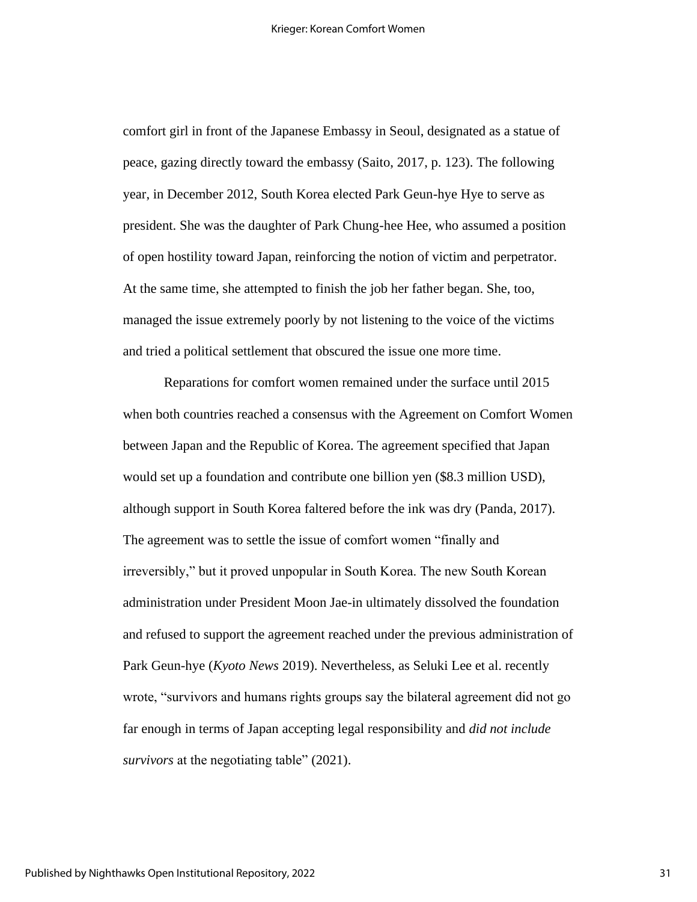comfort girl in front of the Japanese Embassy in Seoul, designated as a statue of peace, gazing directly toward the embassy (Saito, 2017, p. 123). The following year, in December 2012, South Korea elected Park Geun-hye Hye to serve as president. She was the daughter of Park Chung-hee Hee, who assumed a position of open hostility toward Japan, reinforcing the notion of victim and perpetrator. At the same time, she attempted to finish the job her father began. She, too, managed the issue extremely poorly by not listening to the voice of the victims and tried a political settlement that obscured the issue one more time.

Reparations for comfort women remained under the surface until 2015 when both countries reached a consensus with the Agreement on Comfort Women between Japan and the Republic of Korea. The agreement specified that Japan would set up a foundation and contribute one billion yen ($8.3 million USD), although support in South Korea faltered before the ink was dry (Panda, 2017). The agreement was to settle the issue of comfort women "finally and irreversibly," but it proved unpopular in South Korea. The new South Korean administration under President Moon Jae-in ultimately dissolved the foundation and refused to support the agreement reached under the previous administration of Park Geun-hye (*Kyoto News* 2019). Nevertheless, as Seluki Lee et al. recently wrote, "survivors and humans rights groups say the bilateral agreement did not go far enough in terms of Japan accepting legal responsibility and *did not include survivors* at the negotiating table" (2021).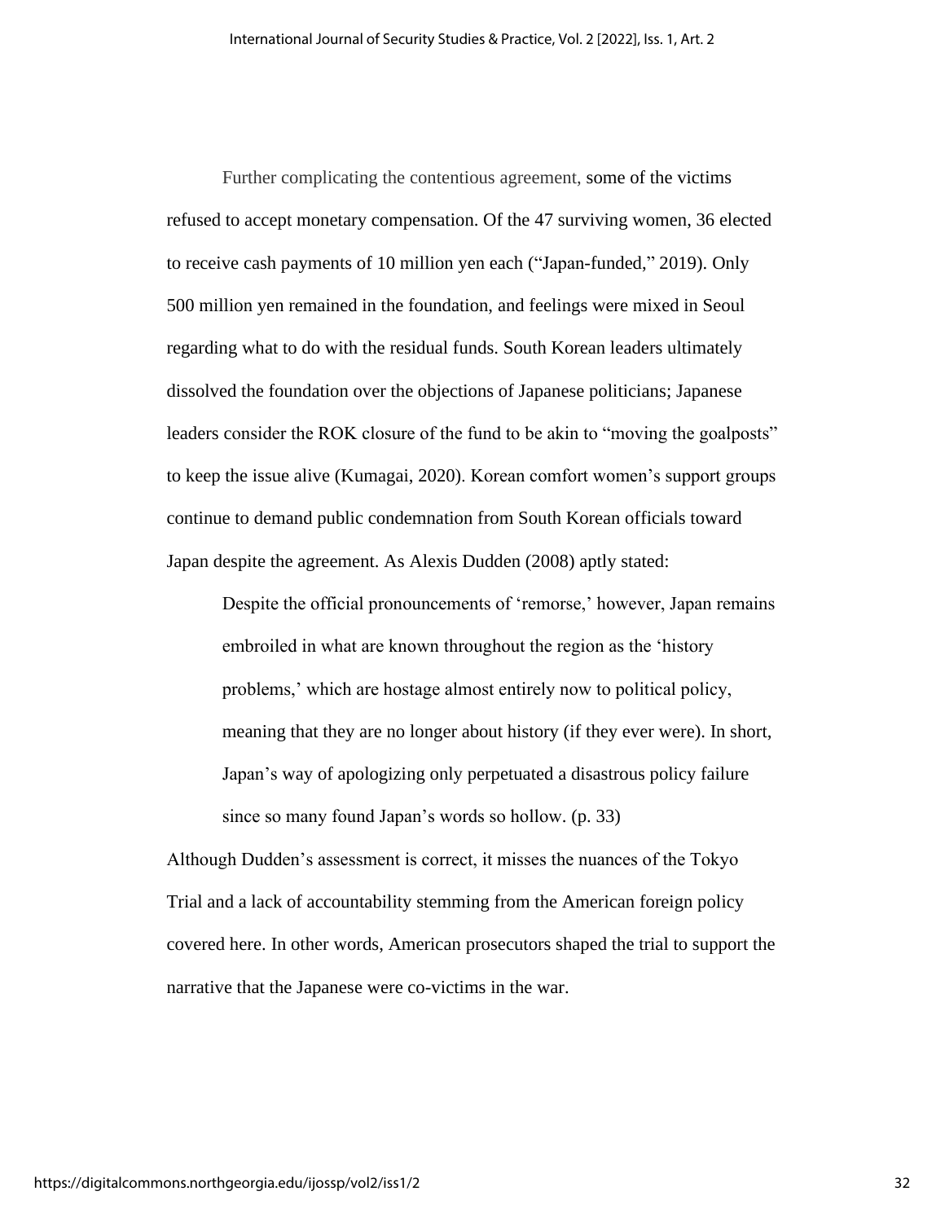Further complicating the contentious agreement, some of the victims refused to accept monetary compensation. Of the 47 surviving women, 36 elected to receive cash payments of 10 million yen each (“Japan-funded,” 2019). Only 500 million yen remained in the foundation, and feelings were mixed in Seoul regarding what to do with the residual funds. South Korean leaders ultimately dissolved the foundation over the objections of Japanese politicians; Japanese leaders consider the ROK closure of the fund to be akin to “moving the goalposts” to keep the issue alive (Kumagai, 2020). Korean comfort women’s support groups continue to demand public condemnation from South Korean officials toward Japan despite the agreement. As Alexis Dudden (2008) aptly stated:

> Despite the official pronouncements of ‘remorse,’ however, Japan remains embroiled in what are known throughout the region as the ‘history problems,’ which are hostage almost entirely now to political policy, meaning that they are no longer about history (if they ever were). In short, Japan’s way of apologizing only perpetuated a disastrous policy failure since so many found Japan’s words so hollow. (p. 33)

Although Dudden’s assessment is correct, it misses the nuances of the Tokyo Trial and a lack of accountability stemming from the American foreign policy covered here. In other words, American prosecutors shaped the trial to support the narrative that the Japanese were co-victims in the war.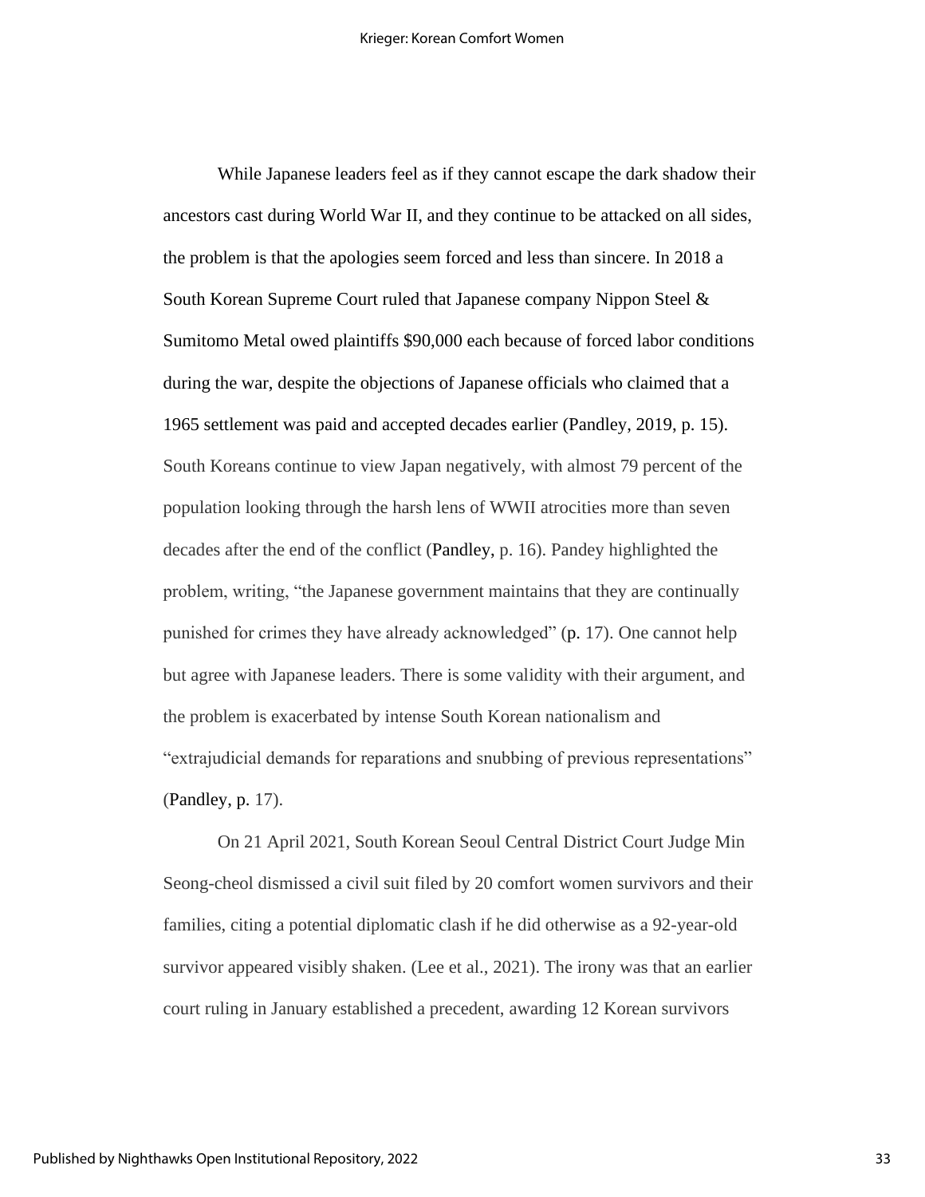While Japanese leaders feel as if they cannot escape the dark shadow their ancestors cast during World War II, and they continue to be attacked on all sides, the problem is that the apologies seem forced and less than sincere. In 2018 a South Korean Supreme Court ruled that Japanese company Nippon Steel & Sumitomo Metal owed plaintiffs $90,000 each because of forced labor conditions during the war, despite the objections of Japanese officials who claimed that a 1965 settlement was paid and accepted decades earlier (Pandley, 2019, p. 15). South Koreans continue to view Japan negatively, with almost 79 percent of the population looking through the harsh lens of WWII atrocities more than seven decades after the end of the conflict (Pandley, p. 16). Pandey highlighted the problem, writing, "the Japanese government maintains that they are continually punished for crimes they have already acknowledged" (p. 17). One cannot help but agree with Japanese leaders. There is some validity with their argument, and the problem is exacerbated by intense South Korean nationalism and "extrajudicial demands for reparations and snubbing of previous representations" (Pandley, p. 17).

On 21 April 2021, South Korean Seoul Central District Court Judge Min Seong-cheol dismissed a civil suit filed by 20 comfort women survivors and their families, citing a potential diplomatic clash if he did otherwise as a 92-year-old survivor appeared visibly shaken. (Lee et al., 2021). The irony was that an earlier court ruling in January established a precedent, awarding 12 Korean survivors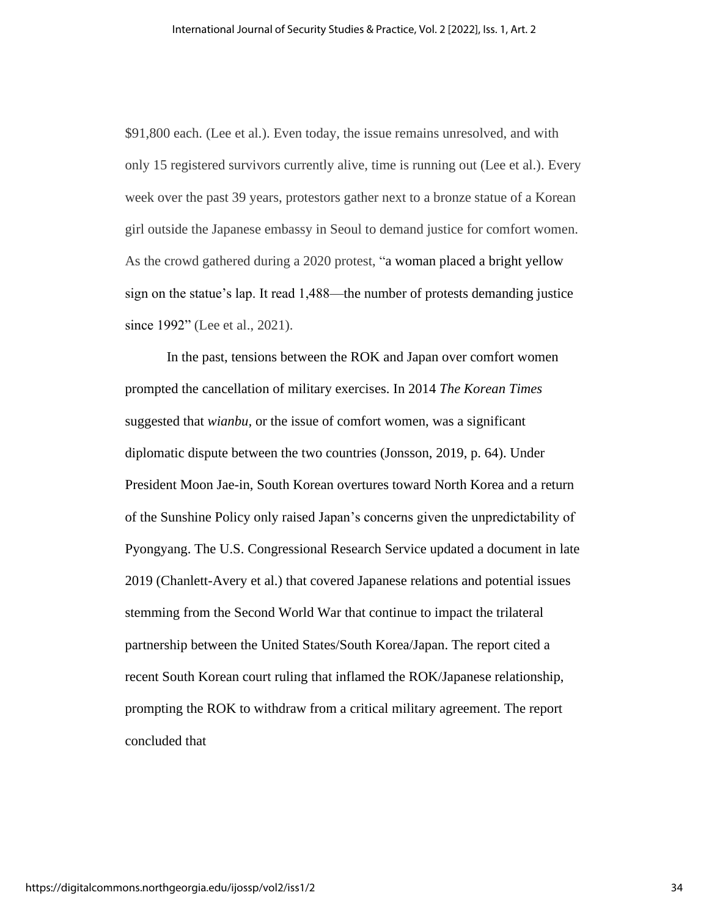$91,800 each. (Lee et al.). Even today, the issue remains unresolved, and with only 15 registered survivors currently alive, time is running out (Lee et al.). Every week over the past 39 years, protestors gather next to a bronze statue of a Korean girl outside the Japanese embassy in Seoul to demand justice for comfort women. As the crowd gathered during a 2020 protest, "a woman placed a bright yellow sign on the statue's lap. It read 1,488—the number of protests demanding justice since 1992" (Lee et al., 2021).

In the past, tensions between the ROK and Japan over comfort women prompted the cancellation of military exercises. In 2014 *The Korean Times* suggested that *wianbu*, or the issue of comfort women, was a significant diplomatic dispute between the two countries (Jonsson, 2019, p. 64). Under President Moon Jae-in, South Korean overtures toward North Korea and a return of the Sunshine Policy only raised Japan's concerns given the unpredictability of Pyongyang. The U.S. Congressional Research Service updated a document in late 2019 (Chanlett-Avery et al.) that covered Japanese relations and potential issues stemming from the Second World War that continue to impact the trilateral partnership between the United States/South Korea/Japan. The report cited a recent South Korean court ruling that inflamed the ROK/Japanese relationship, prompting the ROK to withdraw from a critical military agreement. The report concluded that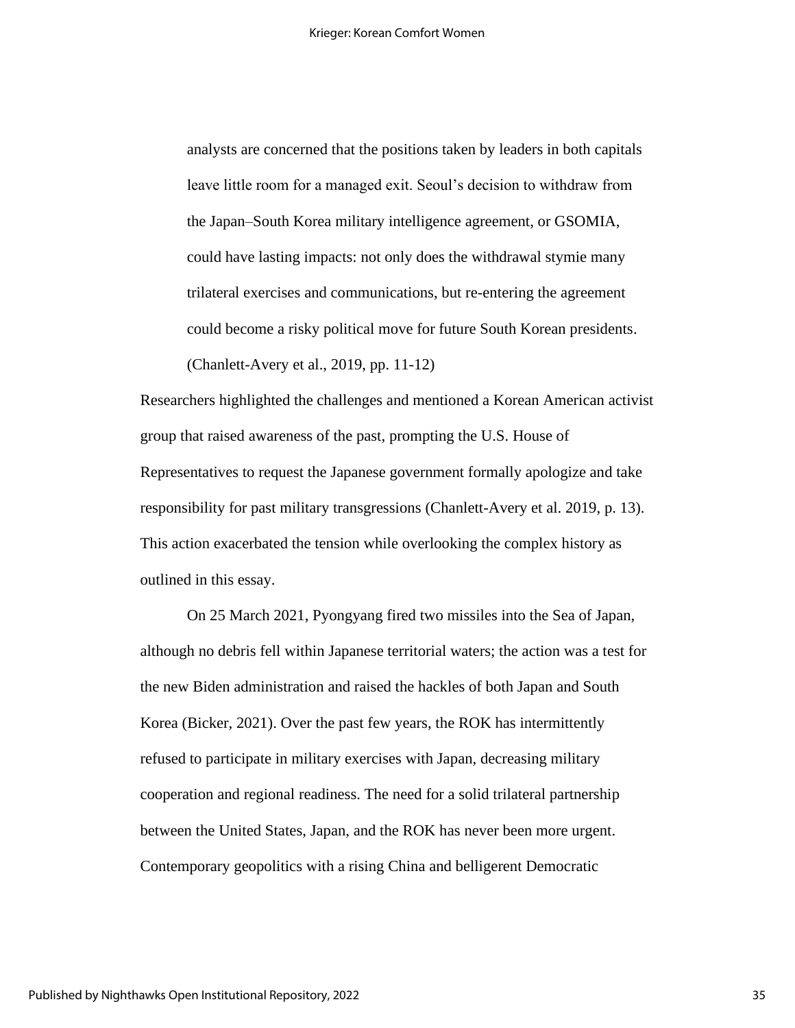> analysts are concerned that the positions taken by leaders in both capitals leave little room for a managed exit. Seoul's decision to withdraw from the Japan–South Korea military intelligence agreement, or GSOMIA, could have lasting impacts: not only does the withdrawal stymie many trilateral exercises and communications, but re-entering the agreement could become a risky political move for future South Korean presidents. (Chanlett-Avery et al., 2019, pp. 11-12)

Researchers highlighted the challenges and mentioned a Korean American activist group that raised awareness of the past, prompting the U.S. House of Representatives to request the Japanese government formally apologize and take responsibility for past military transgressions (Chanlett-Avery et al. 2019, p. 13). This action exacerbated the tension while overlooking the complex history as outlined in this essay.

On 25 March 2021, Pyongyang fired two missiles into the Sea of Japan, although no debris fell within Japanese territorial waters; the action was a test for the new Biden administration and raised the hackles of both Japan and South Korea (Bicker, 2021). Over the past few years, the ROK has intermittently refused to participate in military exercises with Japan, decreasing military cooperation and regional readiness. The need for a solid trilateral partnership between the United States, Japan, and the ROK has never been more urgent. Contemporary geopolitics with a rising China and belligerent Democratic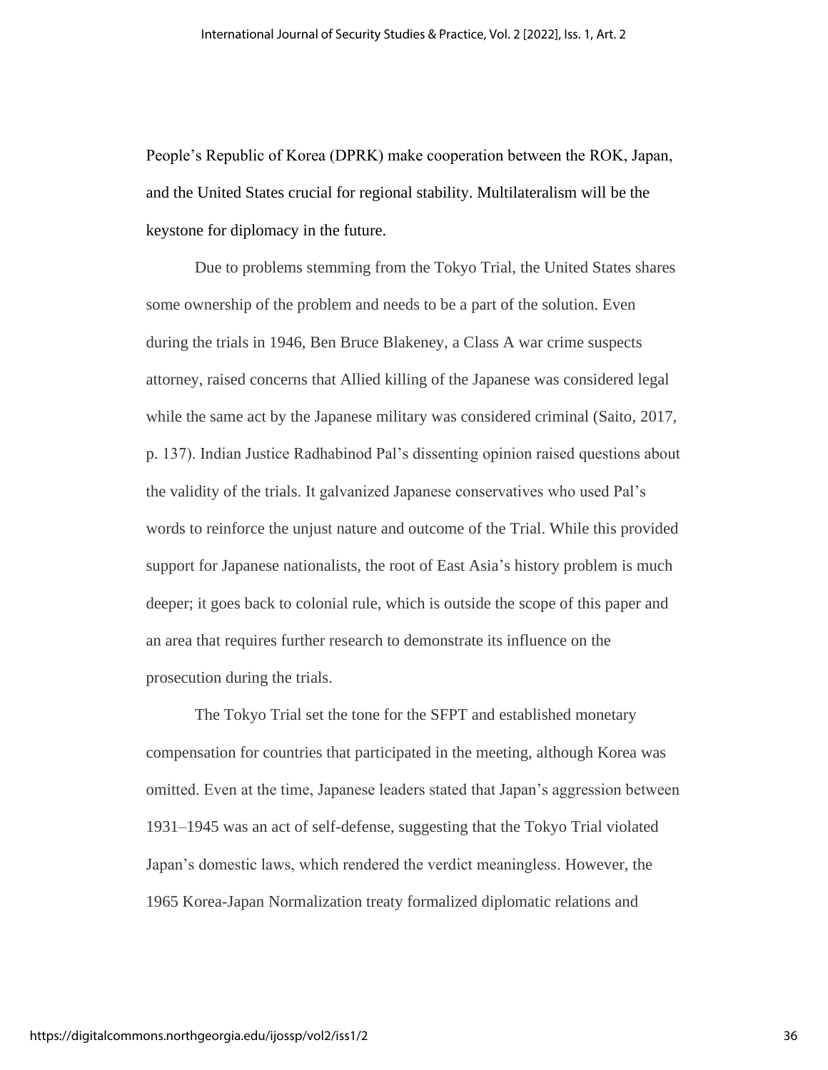People's Republic of Korea (DPRK) make cooperation between the ROK, Japan, and the United States crucial for regional stability. Multilateralism will be the keystone for diplomacy in the future.

Due to problems stemming from the Tokyo Trial, the United States shares some ownership of the problem and needs to be a part of the solution. Even during the trials in 1946, Ben Bruce Blakeney, a Class A war crime suspects attorney, raised concerns that Allied killing of the Japanese was considered legal while the same act by the Japanese military was considered criminal (Saito, 2017, p. 137). Indian Justice Radhabinod Pal's dissenting opinion raised questions about the validity of the trials. It galvanized Japanese conservatives who used Pal's words to reinforce the unjust nature and outcome of the Trial. While this provided support for Japanese nationalists, the root of East Asia's history problem is much deeper; it goes back to colonial rule, which is outside the scope of this paper and an area that requires further research to demonstrate its influence on the prosecution during the trials.

The Tokyo Trial set the tone for the SFPT and established monetary compensation for countries that participated in the meeting, although Korea was omitted. Even at the time, Japanese leaders stated that Japan's aggression between 1931–1945 was an act of self-defense, suggesting that the Tokyo Trial violated Japan's domestic laws, which rendered the verdict meaningless. However, the 1965 Korea-Japan Normalization treaty formalized diplomatic relations and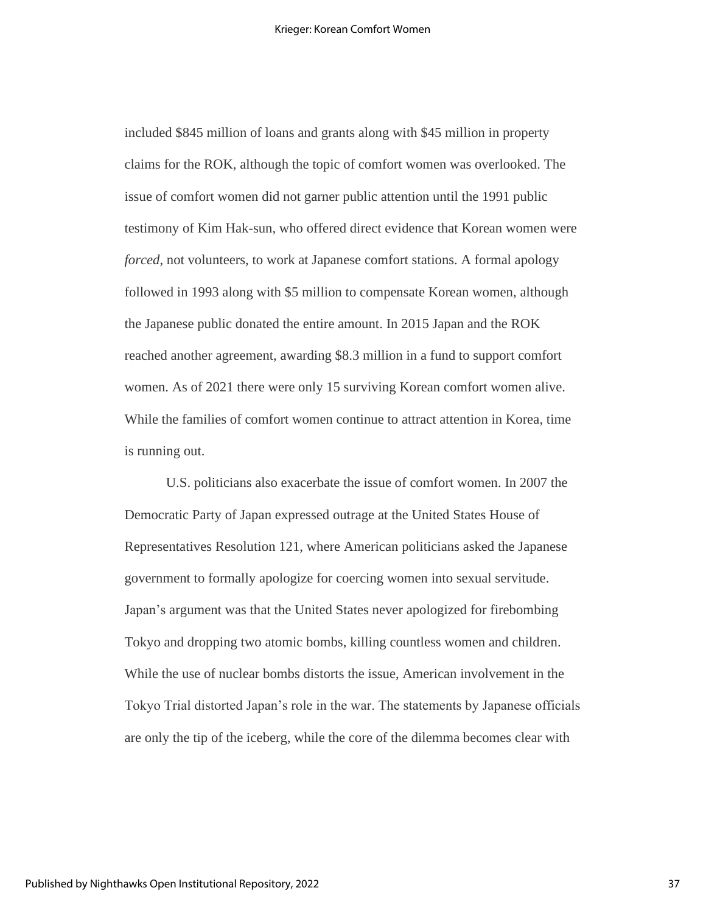included $845 million of loans and grants along with $45 million in property claims for the ROK, although the topic of comfort women was overlooked. The issue of comfort women did not garner public attention until the 1991 public testimony of Kim Hak-sun, who offered direct evidence that Korean women were *forced*, not volunteers, to work at Japanese comfort stations. A formal apology followed in 1993 along with $5 million to compensate Korean women, although the Japanese public donated the entire amount. In 2015 Japan and the ROK reached another agreement, awarding $8.3 million in a fund to support comfort women. As of 2021 there were only 15 surviving Korean comfort women alive. While the families of comfort women continue to attract attention in Korea, time is running out.

U.S. politicians also exacerbate the issue of comfort women. In 2007 the Democratic Party of Japan expressed outrage at the United States House of Representatives Resolution 121, where American politicians asked the Japanese government to formally apologize for coercing women into sexual servitude. Japan's argument was that the United States never apologized for firebombing Tokyo and dropping two atomic bombs, killing countless women and children. While the use of nuclear bombs distorts the issue, American involvement in the Tokyo Trial distorted Japan's role in the war. The statements by Japanese officials are only the tip of the iceberg, while the core of the dilemma becomes clear with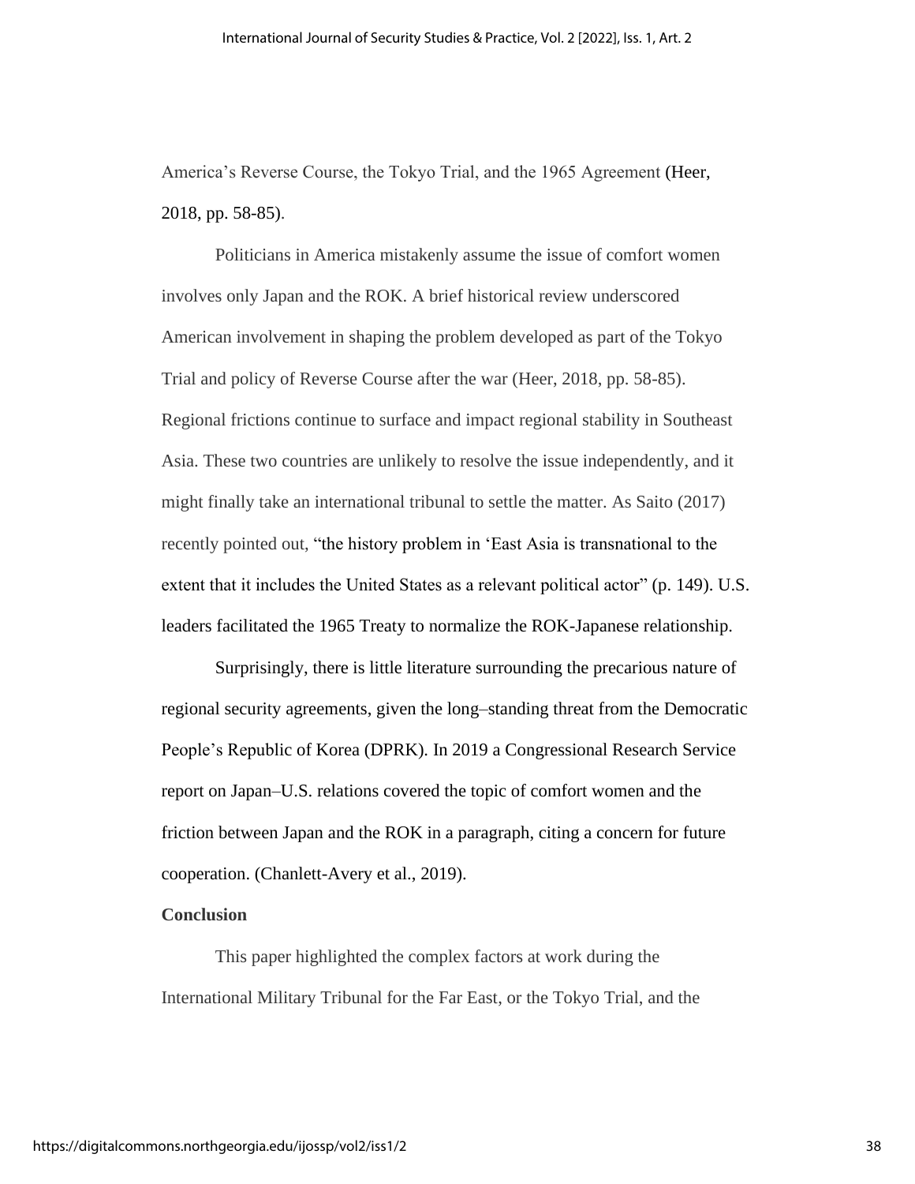America's Reverse Course, the Tokyo Trial, and the 1965 Agreement (Heer, 2018, pp. 58-85).

Politicians in America mistakenly assume the issue of comfort women involves only Japan and the ROK. A brief historical review underscored American involvement in shaping the problem developed as part of the Tokyo Trial and policy of Reverse Course after the war (Heer, 2018, pp. 58-85). Regional frictions continue to surface and impact regional stability in Southeast Asia. These two countries are unlikely to resolve the issue independently, and it might finally take an international tribunal to settle the matter. As Saito (2017) recently pointed out, "the history problem in 'East Asia is transnational to the extent that it includes the United States as a relevant political actor" (p. 149). U.S. leaders facilitated the 1965 Treaty to normalize the ROK-Japanese relationship.

Surprisingly, there is little literature surrounding the precarious nature of regional security agreements, given the long–standing threat from the Democratic People's Republic of Korea (DPRK). In 2019 a Congressional Research Service report on Japan–U.S. relations covered the topic of comfort women and the friction between Japan and the ROK in a paragraph, citing a concern for future cooperation. (Chanlett-Avery et al., 2019).

**Conclusion**

This paper highlighted the complex factors at work during the International Military Tribunal for the Far East, or the Tokyo Trial, and the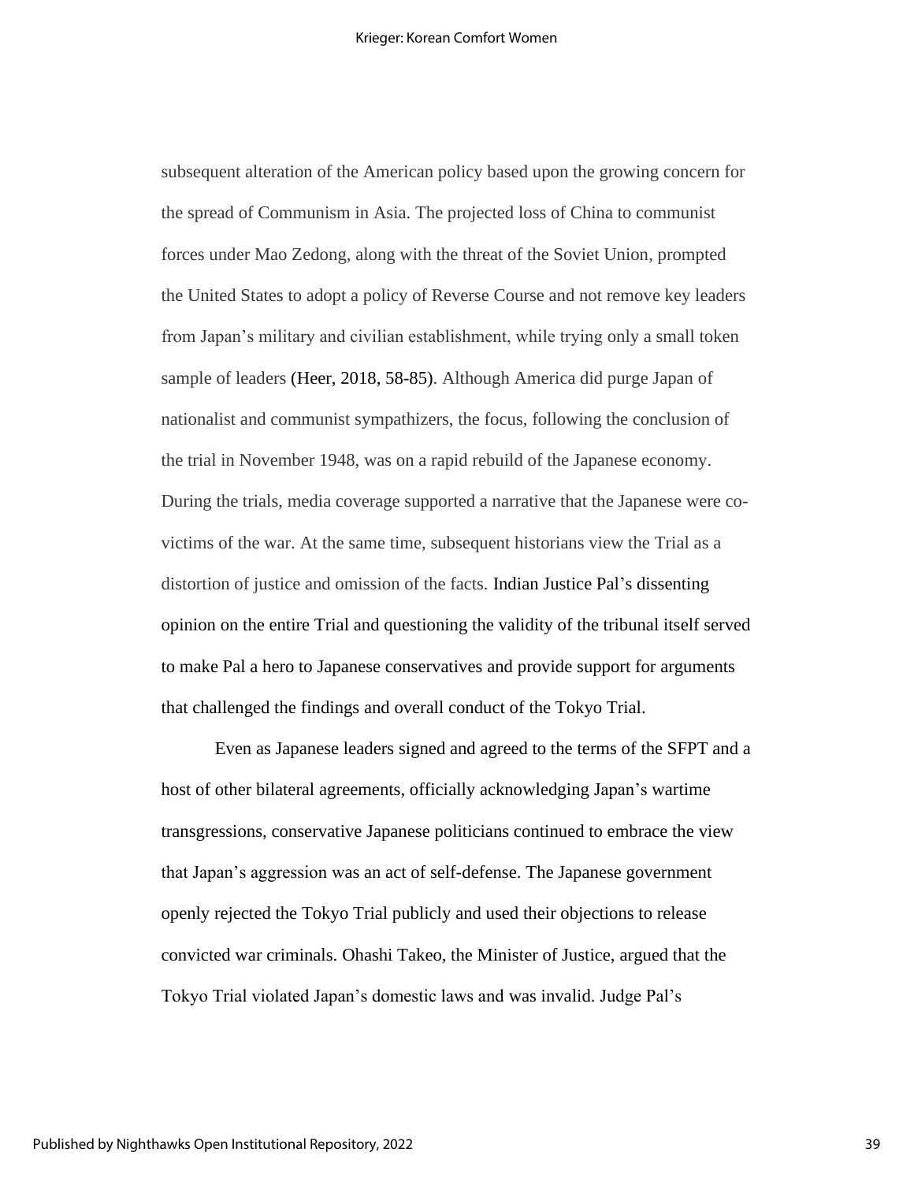subsequent alteration of the American policy based upon the growing concern for the spread of Communism in Asia. The projected loss of China to communist forces under Mao Zedong, along with the threat of the Soviet Union, prompted the United States to adopt a policy of Reverse Course and not remove key leaders from Japan's military and civilian establishment, while trying only a small token sample of leaders (Heer, 2018, 58-85). Although America did purge Japan of nationalist and communist sympathizers, the focus, following the conclusion of the trial in November 1948, was on a rapid rebuild of the Japanese economy. During the trials, media coverage supported a narrative that the Japanese were co-victims of the war. At the same time, subsequent historians view the Trial as a distortion of justice and omission of the facts. Indian Justice Pal's dissenting opinion on the entire Trial and questioning the validity of the tribunal itself served to make Pal a hero to Japanese conservatives and provide support for arguments that challenged the findings and overall conduct of the Tokyo Trial.

Even as Japanese leaders signed and agreed to the terms of the SFPT and a host of other bilateral agreements, officially acknowledging Japan's wartime transgressions, conservative Japanese politicians continued to embrace the view that Japan's aggression was an act of self-defense. The Japanese government openly rejected the Tokyo Trial publicly and used their objections to release convicted war criminals. Ohashi Takeo, the Minister of Justice, argued that the Tokyo Trial violated Japan's domestic laws and was invalid. Judge Pal's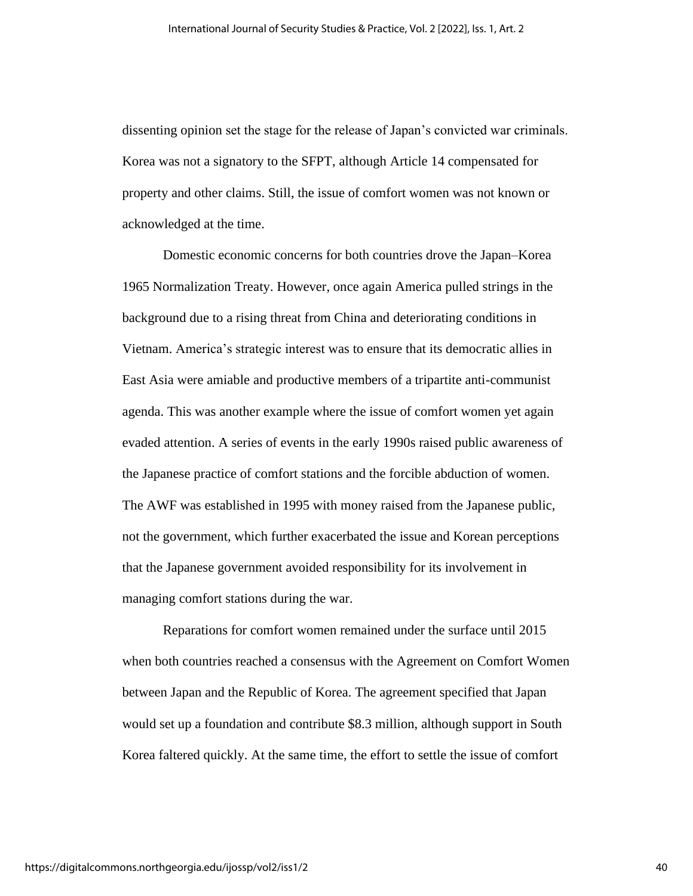dissenting opinion set the stage for the release of Japan's convicted war criminals. Korea was not a signatory to the SFPT, although Article 14 compensated for property and other claims. Still, the issue of comfort women was not known or acknowledged at the time.

Domestic economic concerns for both countries drove the Japan–Korea 1965 Normalization Treaty. However, once again America pulled strings in the background due to a rising threat from China and deteriorating conditions in Vietnam. America's strategic interest was to ensure that its democratic allies in East Asia were amiable and productive members of a tripartite anti-communist agenda. This was another example where the issue of comfort women yet again evaded attention. A series of events in the early 1990s raised public awareness of the Japanese practice of comfort stations and the forcible abduction of women. The AWF was established in 1995 with money raised from the Japanese public, not the government, which further exacerbated the issue and Korean perceptions that the Japanese government avoided responsibility for its involvement in managing comfort stations during the war.

Reparations for comfort women remained under the surface until 2015 when both countries reached a consensus with the Agreement on Comfort Women between Japan and the Republic of Korea. The agreement specified that Japan would set up a foundation and contribute \$8.3 million, although support in South Korea faltered quickly. At the same time, the effort to settle the issue of comfort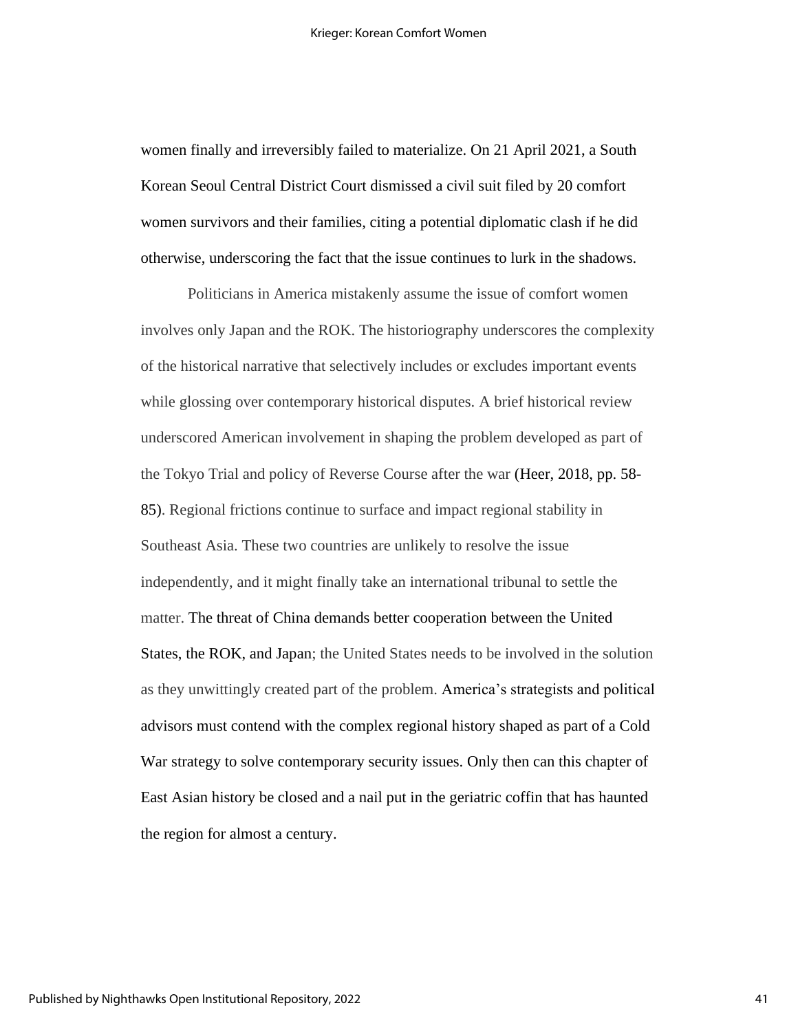women finally and irreversibly failed to materialize. On 21 April 2021, a South Korean Seoul Central District Court dismissed a civil suit filed by 20 comfort women survivors and their families, citing a potential diplomatic clash if he did otherwise, underscoring the fact that the issue continues to lurk in the shadows.

Politicians in America mistakenly assume the issue of comfort women involves only Japan and the ROK. The historiography underscores the complexity of the historical narrative that selectively includes or excludes important events while glossing over contemporary historical disputes. A brief historical review underscored American involvement in shaping the problem developed as part of the Tokyo Trial and policy of Reverse Course after the war (Heer, 2018, pp. 58-85). Regional frictions continue to surface and impact regional stability in Southeast Asia. These two countries are unlikely to resolve the issue independently, and it might finally take an international tribunal to settle the matter. The threat of China demands better cooperation between the United States, the ROK, and Japan; the United States needs to be involved in the solution as they unwittingly created part of the problem. America's strategists and political advisors must contend with the complex regional history shaped as part of a Cold War strategy to solve contemporary security issues. Only then can this chapter of East Asian history be closed and a nail put in the geriatric coffin that has haunted the region for almost a century.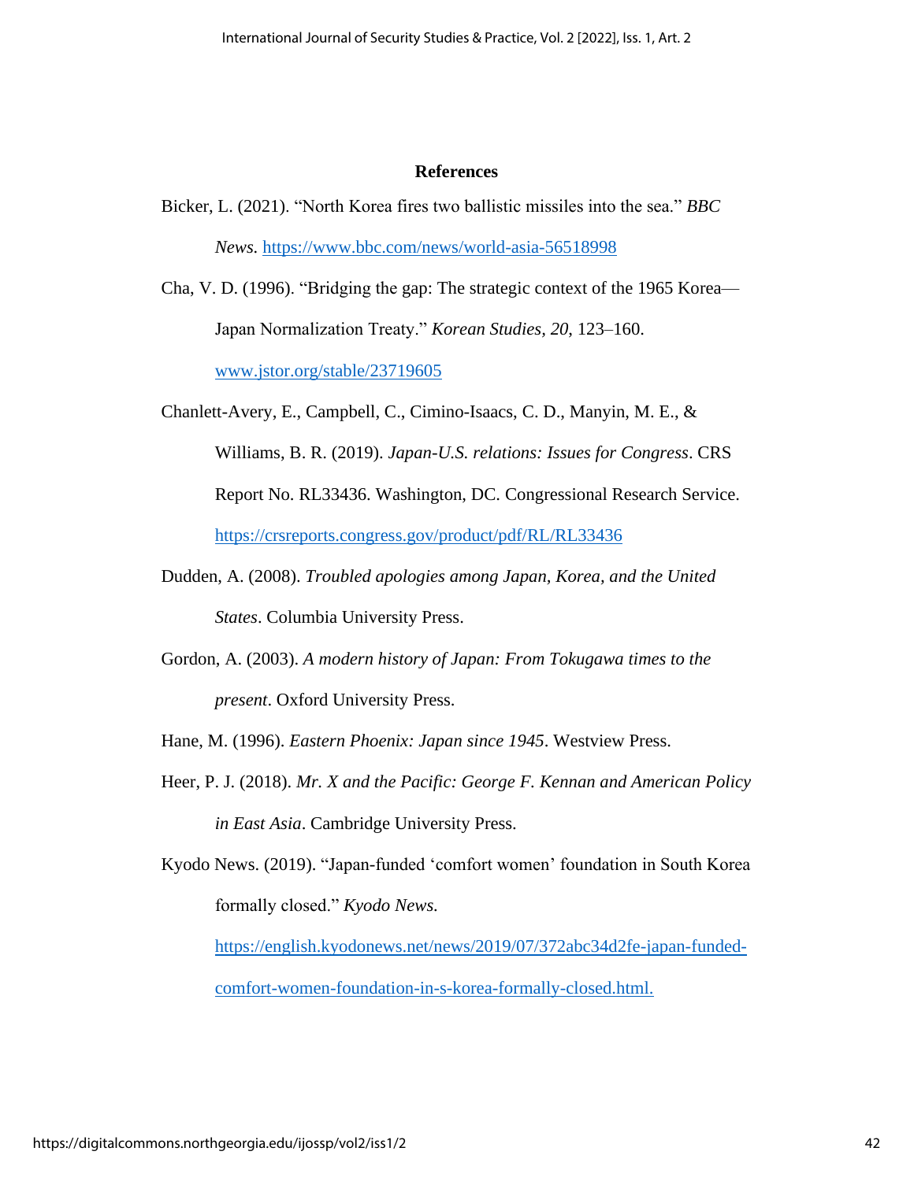## References

Bicker, L. (2021). "North Korea fires two ballistic missiles into the sea." *BBC News*. https://www.bbc.com/news/world-asia-56518998

Cha, V. D. (1996). "Bridging the gap: The strategic context of the 1965 Korea—Japan Normalization Treaty." *Korean Studies, 20*, 123–160. www.jstor.org/stable/23719605

Chanlett-Avery, E., Campbell, C., Cimino-Isaacs, C. D., Manyin, M. E., & Williams, B. R. (2019). *Japan-U.S. relations: Issues for Congress*. CRS Report No. RL33436. Washington, DC. Congressional Research Service. https://crsreports.congress.gov/product/pdf/RL/RL33436

Dudden, A. (2008). *Troubled apologies among Japan, Korea, and the United States*. Columbia University Press.

Gordon, A. (2003). *A modern history of Japan: From Tokugawa times to the present*. Oxford University Press.

Hane, M. (1996). *Eastern Phoenix: Japan since 1945*. Westview Press.

Heer, P. J. (2018). *Mr. X and the Pacific: George F. Kennan and American Policy in East Asia*. Cambridge University Press.

Kyodo News. (2019). "Japan-funded 'comfort women' foundation in South Korea formally closed." *Kyodo News*. https://english.kyodonews.net/news/2019/07/372abc34d2fe-japan-funded-comfort-women-foundation-in-s-korea-formally-closed.html.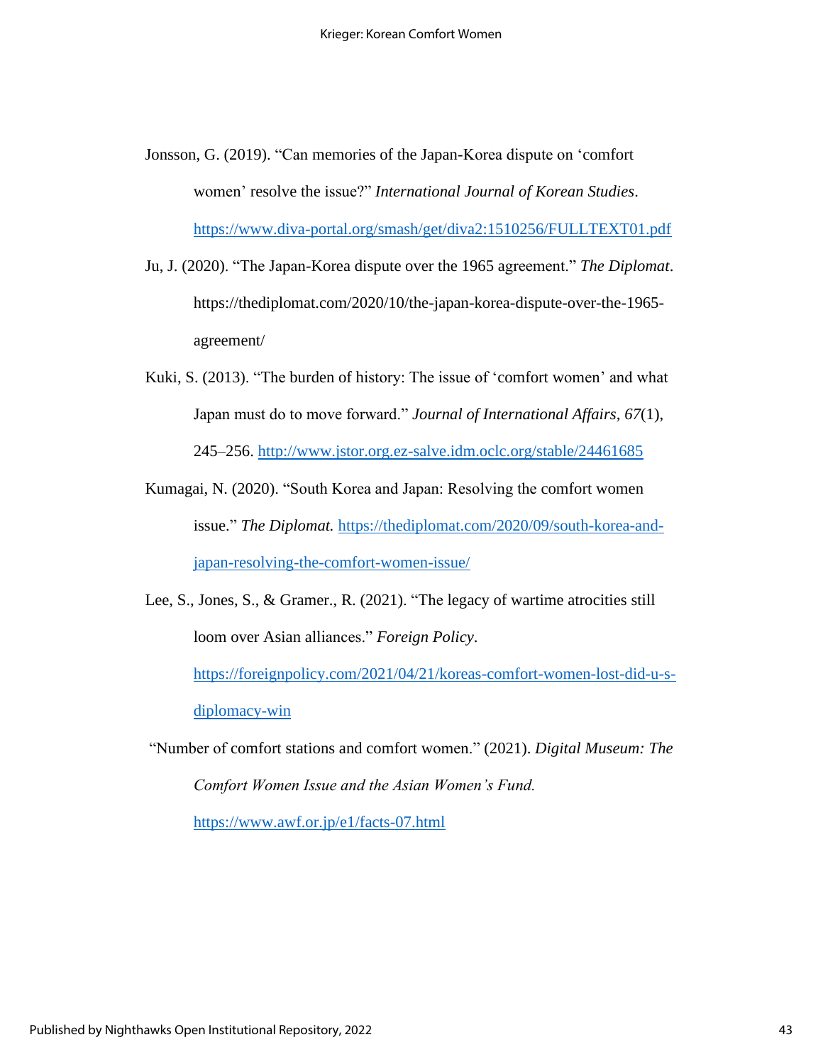Jonsson, G. (2019). "Can memories of the Japan-Korea dispute on 'comfort women' resolve the issue?" *International Journal of Korean Studies*. https://www.diva-portal.org/smash/get/diva2:1510256/FULLTEXT01.pdf

Ju, J. (2020). "The Japan-Korea dispute over the 1965 agreement." *The Diplomat*. https://thediplomat.com/2020/10/the-japan-korea-dispute-over-the-1965-agreement/

Kuki, S. (2013). "The burden of history: The issue of 'comfort women' and what Japan must do to move forward." *Journal of International Affairs, 67*(1), 245–256. http://www.jstor.org.ez-salve.idm.oclc.org/stable/24461685

Kumagai, N. (2020). "South Korea and Japan: Resolving the comfort women issue." *The Diplomat.* https://thediplomat.com/2020/09/south-korea-and-japan-resolving-the-comfort-women-issue/

Lee, S., Jones, S., & Gramer., R. (2021). "The legacy of wartime atrocities still loom over Asian alliances." *Foreign Policy*. https://foreignpolicy.com/2021/04/21/koreas-comfort-women-lost-did-u-s-diplomacy-win

"Number of comfort stations and comfort women." (2021). *Digital Museum: The Comfort Women Issue and the Asian Women's Fund.* https://www.awf.or.jp/e1/facts-07.html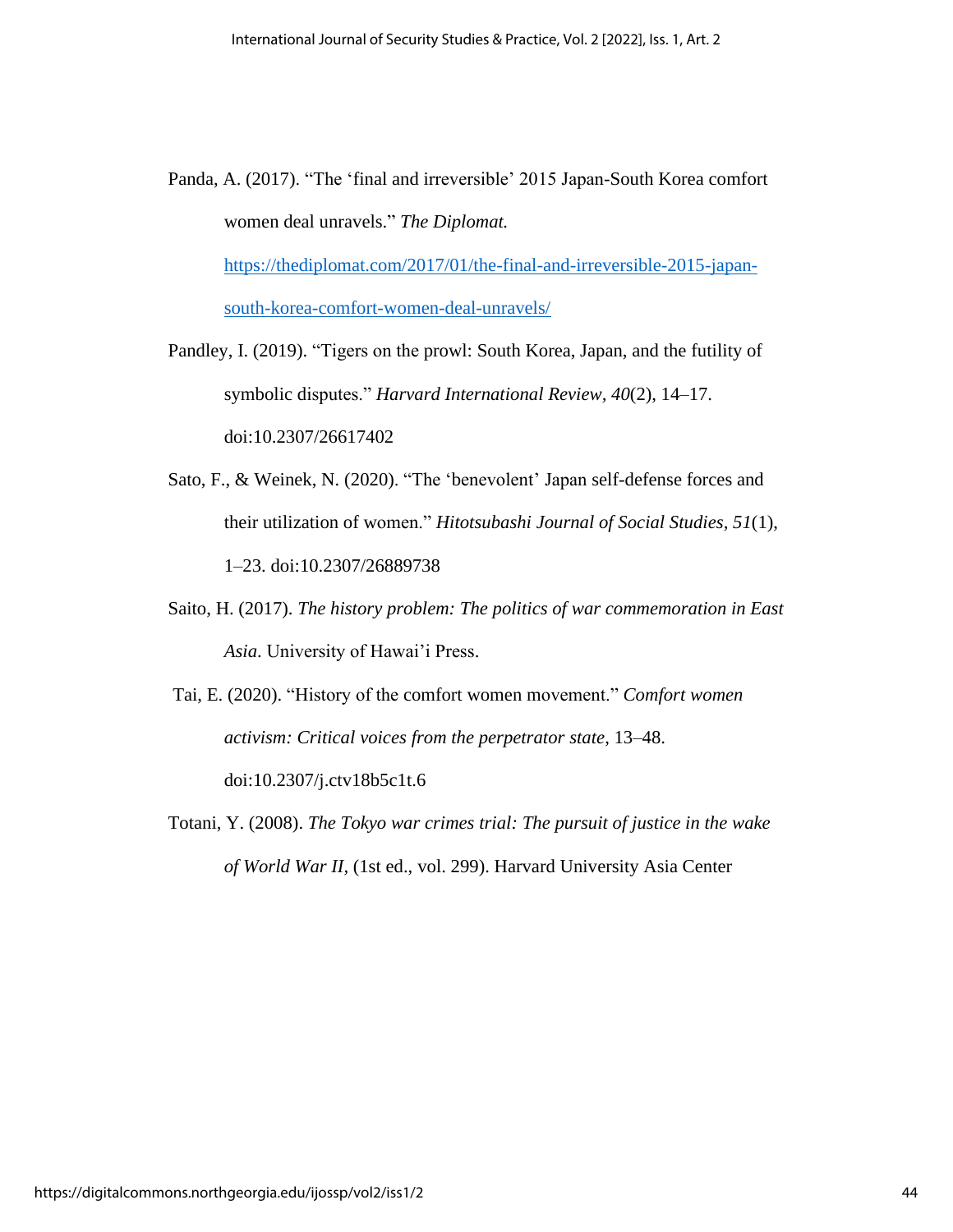Panda, A. (2017). “The ‘final and irreversible’ 2015 Japan-South Korea comfort women deal unravels.” *The Diplomat.* https://thediplomat.com/2017/01/the-final-and-irreversible-2015-japan-south-korea-comfort-women-deal-unravels/

Pandley, I. (2019). “Tigers on the prowl: South Korea, Japan, and the futility of symbolic disputes.” *Harvard International Review, 40*(2), 14–17. doi:10.2307/26617402

Sato, F., & Weinek, N. (2020). “The ‘benevolent’ Japan self-defense forces and their utilization of women.” *Hitotsubashi Journal of Social Studies, 51*(1), 1–23. doi:10.2307/26889738

Saito, H. (2017). *The history problem: The politics of war commemoration in East Asia*. University of Hawai’i Press.

Tai, E. (2020). “History of the comfort women movement.” *Comfort women activism: Critical voices from the perpetrator state*, 13–48. doi:10.2307/j.ctv18b5c1t.6

Totani, Y. (2008). *The Tokyo war crimes trial: The pursuit of justice in the wake of World War II*, (1st ed., vol. 299). Harvard University Asia Center